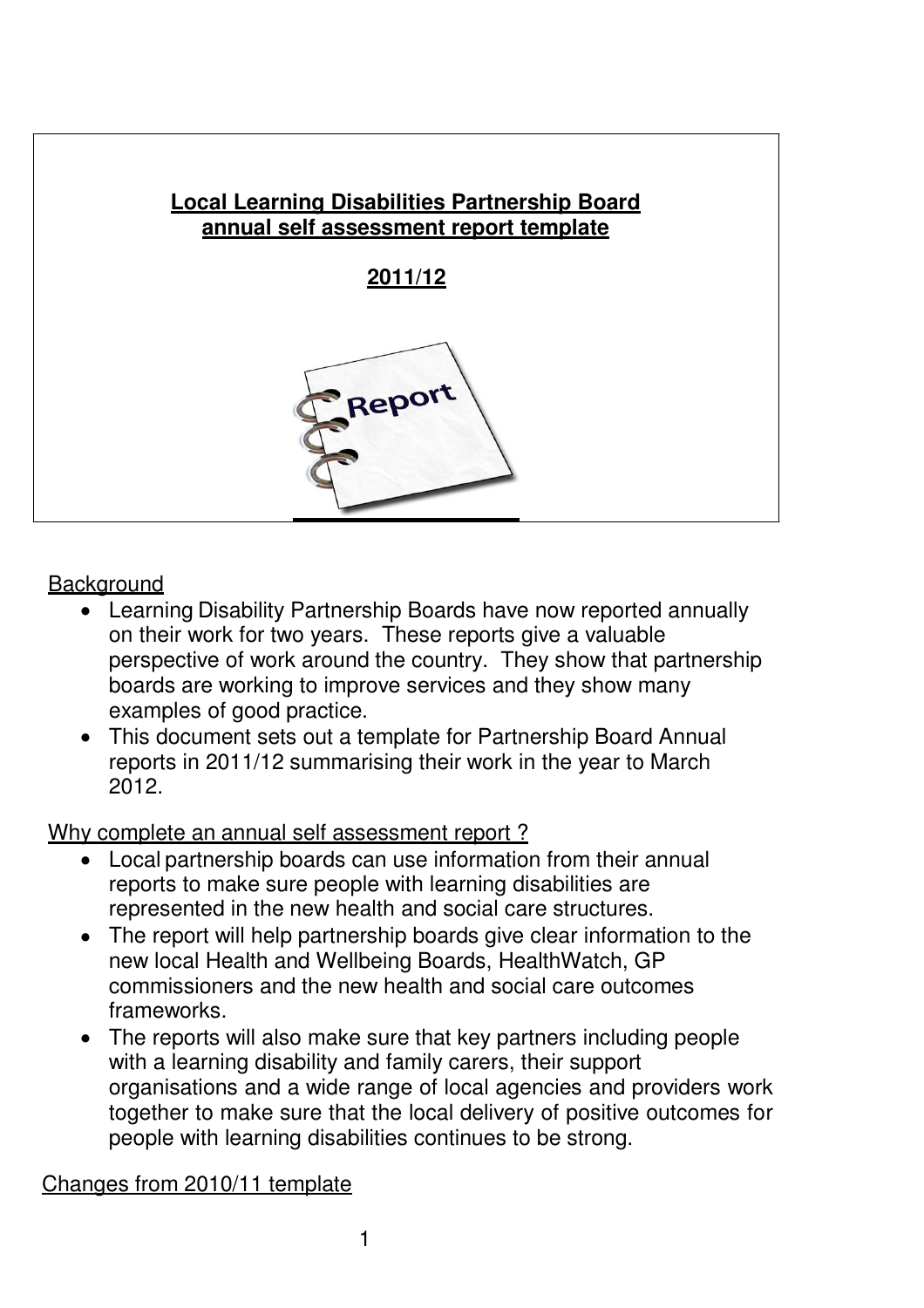# Local Learning Disabilities Partnership Board annual self assessment report template

## 2011/12

Background

- Learning Disability Partnership Boards have now reported annually on their work for two years. These reports give a valuable perspective of work around the country. They show that partnership boards are working to improve services and they show many examples of good practice.
- This document sets out a template for Partnership Board Annual reports in 2011/12 summarising their work in the year to March 2012.

Why complete an annual self assessment report ?

- Local partnership boards can use information from their annual reports to make sure people with learning disabilities are represented in the new health and social care structures.
- The report will help partnership boards give clear information to the new local Health and Wellbeing Boards, HealthWatch, GP commissioners and the new health and social care outcomes frameworks.
- The reports will also make sure that key partners including people with a learning disability and family carers, their support organisations and a wide range of local agencies and providers work together to make sure that the local delivery of positive outcomes for people with learning disabilities continues to be strong.

Changes from 2010/11 template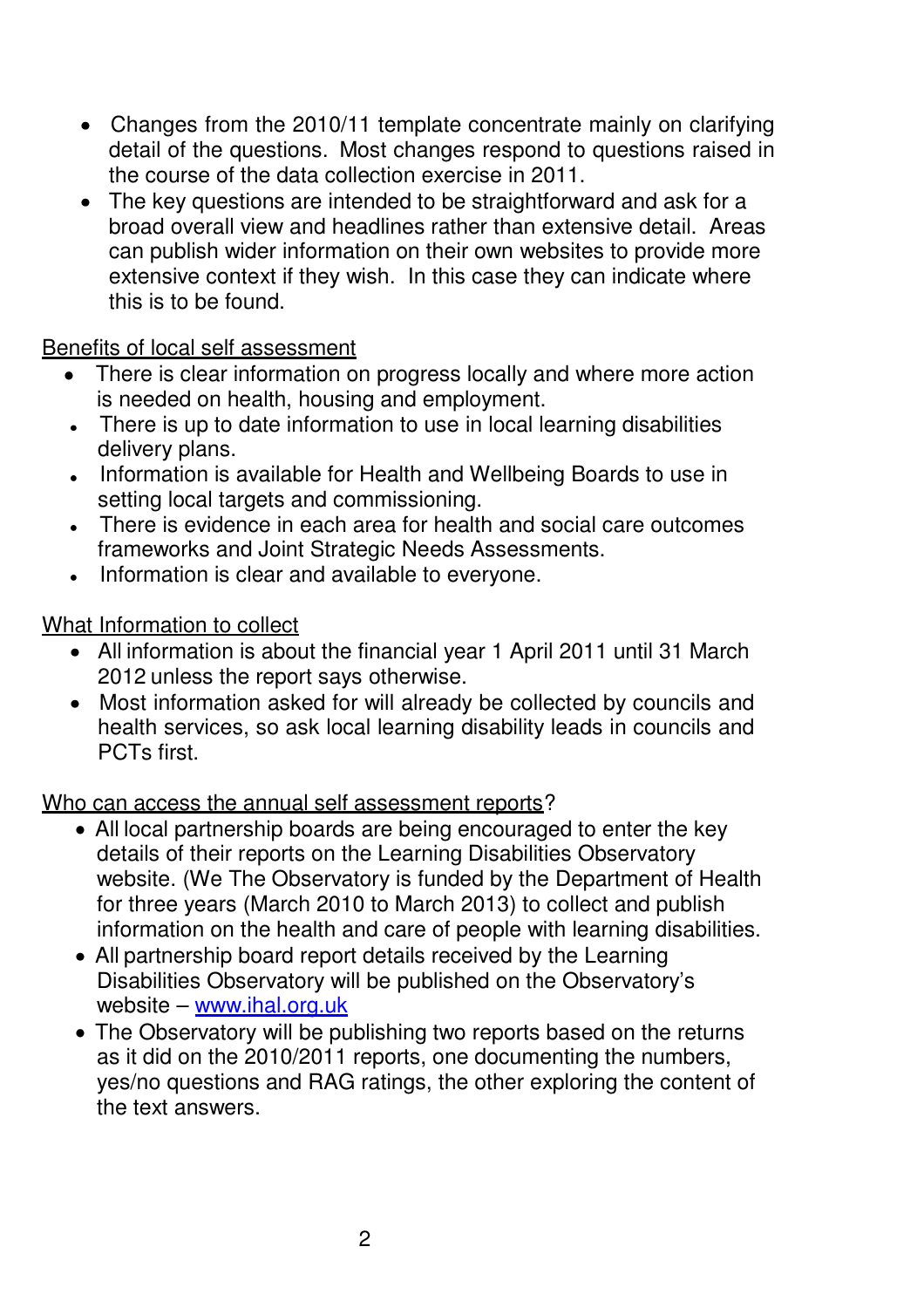- Changes from the 2010/11 template concentrate mainly on clarifying detail of the questions. Most changes respond to questions raised in the course of the data collection exercise in 2011.
- The key questions are intended to be straightforward and ask for a broad overall view and headlines rather than extensive detail. Areas can publish wider information on their own websites to provide more extensive context if they wish. In this case they can indicate where this is to be found.

<u>Benefits of local self assessment</u>

- There is clear information on progress locally and where more action is needed on health, housing and employment.
- There is up to date information to use in local learning disabilities delivery plans.
- Information is available for Health and Wellbeing Boards to use in setting local targets and commissioning.
- There is evidence in each area for health and social care outcomes frameworks and Joint Strategic Needs Assessments.
- Information is clear and available to everyone.

<u>What Information to collect</u>

- All information is about the financial year 1 April 2011 until 31 March 2012 unless the report says otherwise.
- Most information asked for will already be collected by councils and health services, so ask local learning disability leads in councils and PCTs first.

<u>Who can access the annual self assessment reports</u>?

- All local partnership boards are being encouraged to enter the key details of their reports on the Learning Disabilities Observatory website. (We The Observatory is funded by the Department of Health for three years (March 2010 to March 2013) to collect and publish information on the health and care of people with learning disabilities.
- All partnership board report details received by the Learning Disabilities Observatory will be published on the Observatory's website – [www.ihal.org.uk](http://www.ihal.org.uk)
- The Observatory will be publishing two reports based on the returns as it did on the 2010/2011 reports, one documenting the numbers, yes/no questions and RAG ratings, the other exploring the content of the text answers.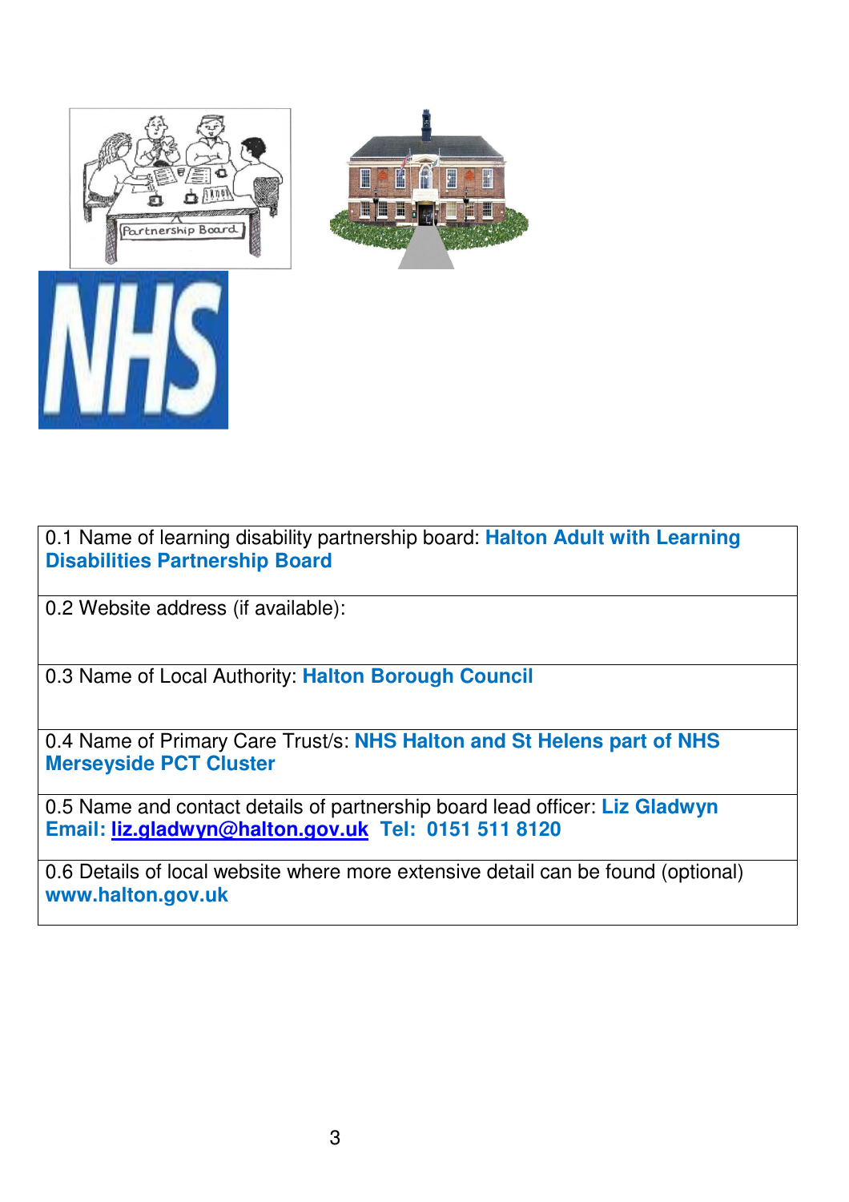| |
|---|
| 0.1 Name of learning disability partnership board: **Halton Adult with Learning Disabilities Partnership Board** |
| 0.2 Website address (if available): |
| 0.3 Name of Local Authority: **Halton Borough Council** |
| 0.4 Name of Primary Care Trust/s: **NHS Halton and St Helens part of NHS Merseyside PCT Cluster** |
| 0.5 Name and contact details of partnership board lead officer: **Liz Gladwyn Email: liz.gladwyn@halton.gov.uk Tel: 0151 511 8120** |
| 0.6 Details of local website where more extensive detail can be found (optional) **www.halton.gov.uk** |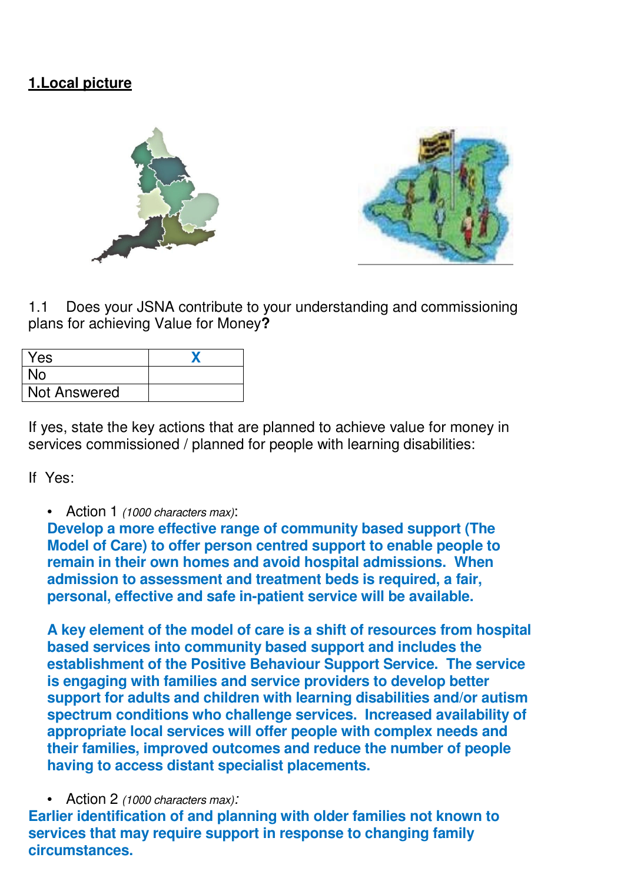## 1.Local picture

1.1 Does your JSNA contribute to your understanding and commissioning plans for achieving Value for Money**?**

| Yes | X |
|---|---|
| No | |
| Not Answered | |

If yes, state the key actions that are planned to achieve value for money in services commissioned / planned for people with learning disabilities:

If Yes:

- Action 1 *(1000 characters max)*:
  **Develop a more effective range of community based support (The Model of Care) to offer person centred support to enable people to remain in their own homes and avoid hospital admissions. When admission to assessment and treatment beds is required, a fair, personal, effective and safe in-patient service will be available.**

  **A key element of the model of care is a shift of resources from hospital based services into community based support and includes the establishment of the Positive Behaviour Support Service. The service is engaging with families and service providers to develop better support for adults and children with learning disabilities and/or autism spectrum conditions who challenge services. Increased availability of appropriate local services will offer people with complex needs and their families, improved outcomes and reduce the number of people having to access distant specialist placements.**

- Action 2 *(1000 characters max)*:
  **Earlier identification of and planning with older families not known to services that may require support in response to changing family circumstances.**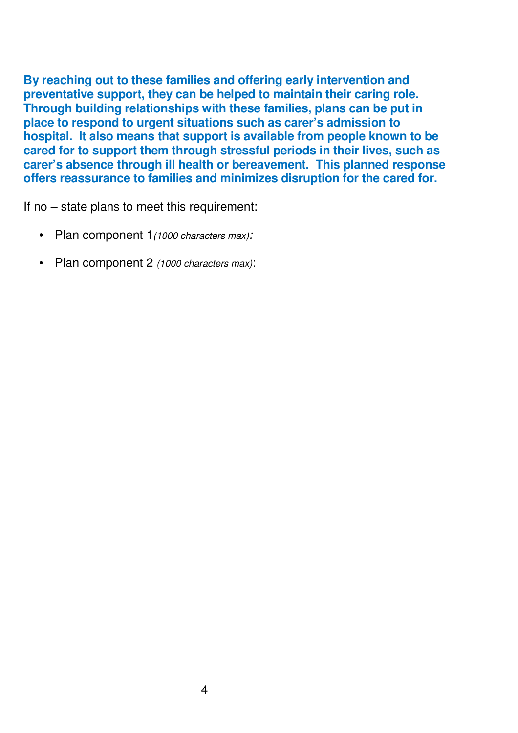**By reaching out to these families and offering early intervention and preventative support, they can be helped to maintain their caring role. Through building relationships with these families, plans can be put in place to respond to urgent situations such as carer's admission to hospital. It also means that support is available from people known to be cared for to support them through stressful periods in their lives, such as carer's absence through ill health or bereavement. This planned response offers reassurance to families and minimizes disruption for the cared for.**

If no – state plans to meet this requirement:

- Plan component 1 *(1000 characters max)*:
- Plan component 2 *(1000 characters max)*: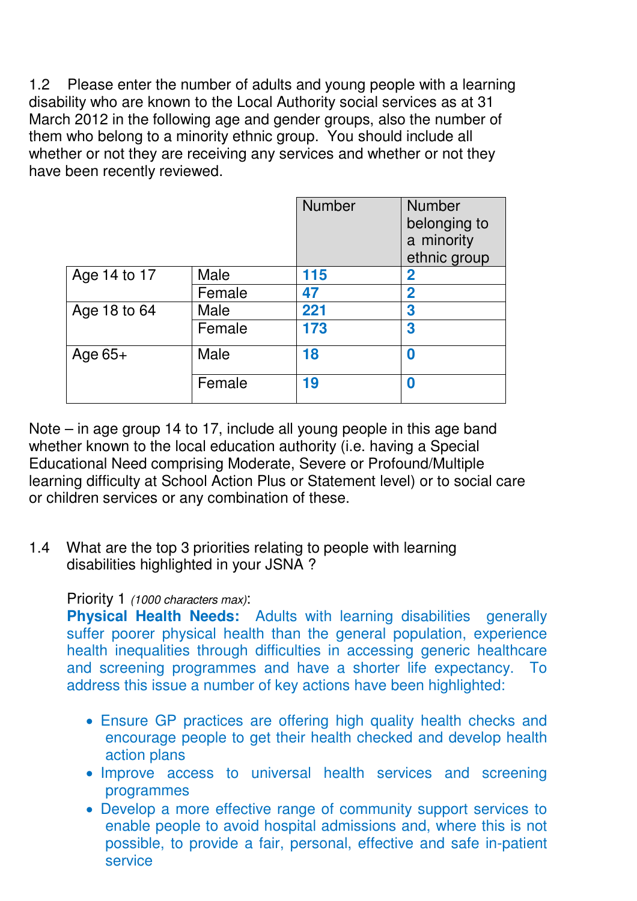1.2 Please enter the number of adults and young people with a learning disability who are known to the Local Authority social services as at 31 March 2012 in the following age and gender groups, also the number of them who belong to a minority ethnic group. You should include all whether or not they are receiving any services and whether or not they have been recently reviewed.

| | | Number | Number belonging to a minority ethnic group |
|---|---|---|---|
| Age 14 to 17 | Male | **115** | **2** |
| | Female | **47** | **2** |
| Age 18 to 64 | Male | **221** | **3** |
| | Female | **173** | **3** |
| Age 65+ | Male | **18** | **0** |
| | Female | **19** | **0** |

Note – in age group 14 to 17, include all young people in this age band whether known to the local education authority (i.e. having a Special Educational Need comprising Moderate, Severe or Profound/Multiple learning difficulty at School Action Plus or Statement level) or to social care or children services or any combination of these.

1.4 What are the top 3 priorities relating to people with learning disabilities highlighted in your JSNA ?

Priority 1 *(1000 characters max)*:

**Physical Health Needs:** Adults with learning disabilities generally suffer poorer physical health than the general population, experience health inequalities through difficulties in accessing generic healthcare and screening programmes and have a shorter life expectancy. To address this issue a number of key actions have been highlighted:

- Ensure GP practices are offering high quality health checks and encourage people to get their health checked and develop health action plans
- Improve access to universal health services and screening programmes
- Develop a more effective range of community support services to enable people to avoid hospital admissions and, where this is not possible, to provide a fair, personal, effective and safe in-patient service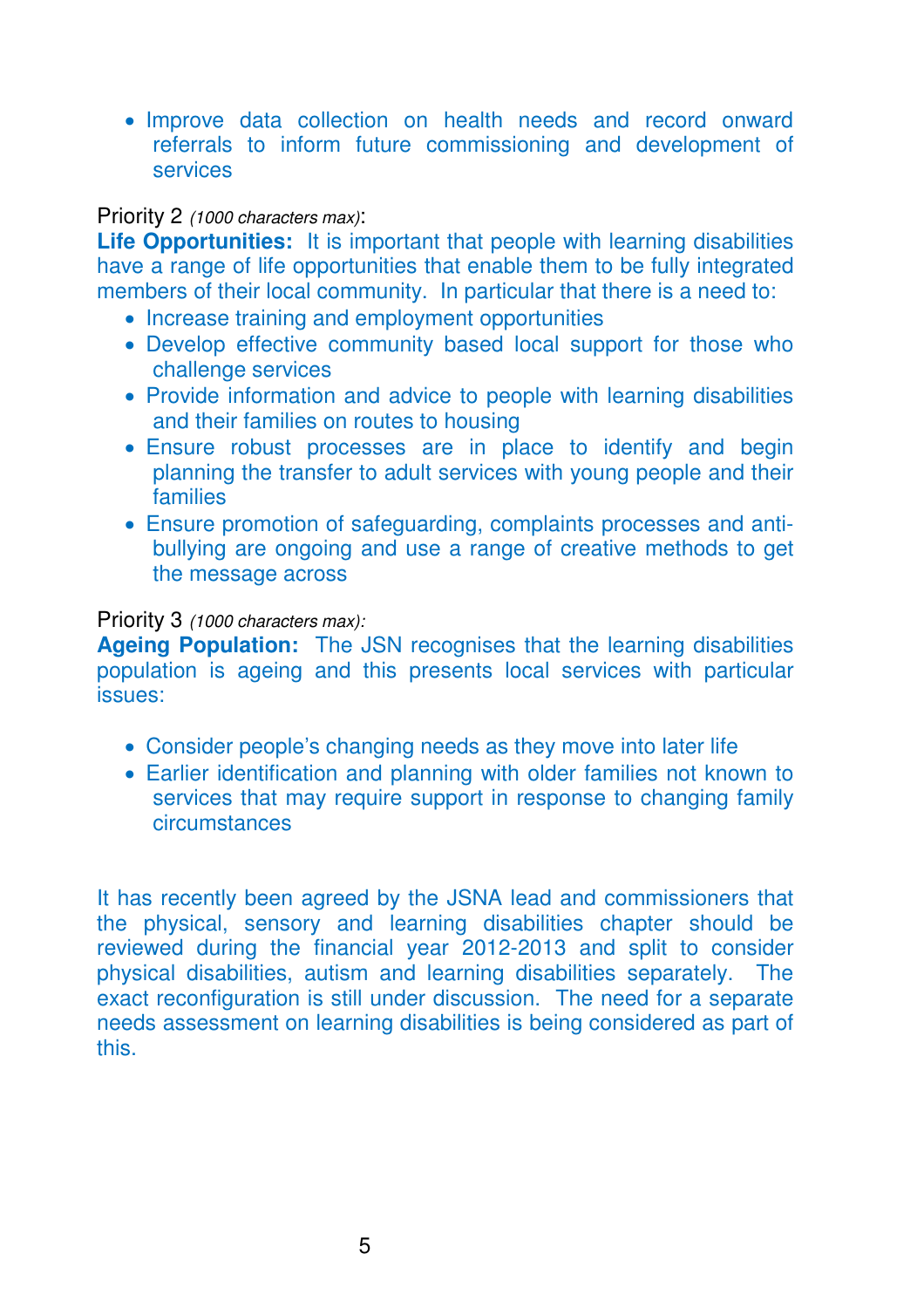- Improve data collection on health needs and record onward referrals to inform future commissioning and development of services

Priority 2 *(1000 characters max)*:
**Life Opportunities:** It is important that people with learning disabilities have a range of life opportunities that enable them to be fully integrated members of their local community. In particular that there is a need to:

- Increase training and employment opportunities
- Develop effective community based local support for those who challenge services
- Provide information and advice to people with learning disabilities and their families on routes to housing
- Ensure robust processes are in place to identify and begin planning the transfer to adult services with young people and their families
- Ensure promotion of safeguarding, complaints processes and anti-bullying are ongoing and use a range of creative methods to get the message across

Priority 3 *(1000 characters max)*:
**Ageing Population:** The JSN recognises that the learning disabilities population is ageing and this presents local services with particular issues:

- Consider people's changing needs as they move into later life
- Earlier identification and planning with older families not known to services that may require support in response to changing family circumstances

It has recently been agreed by the JSNA lead and commissioners that the physical, sensory and learning disabilities chapter should be reviewed during the financial year 2012-2013 and split to consider physical disabilities, autism and learning disabilities separately. The exact reconfiguration is still under discussion. The need for a separate needs assessment on learning disabilities is being considered as part of this.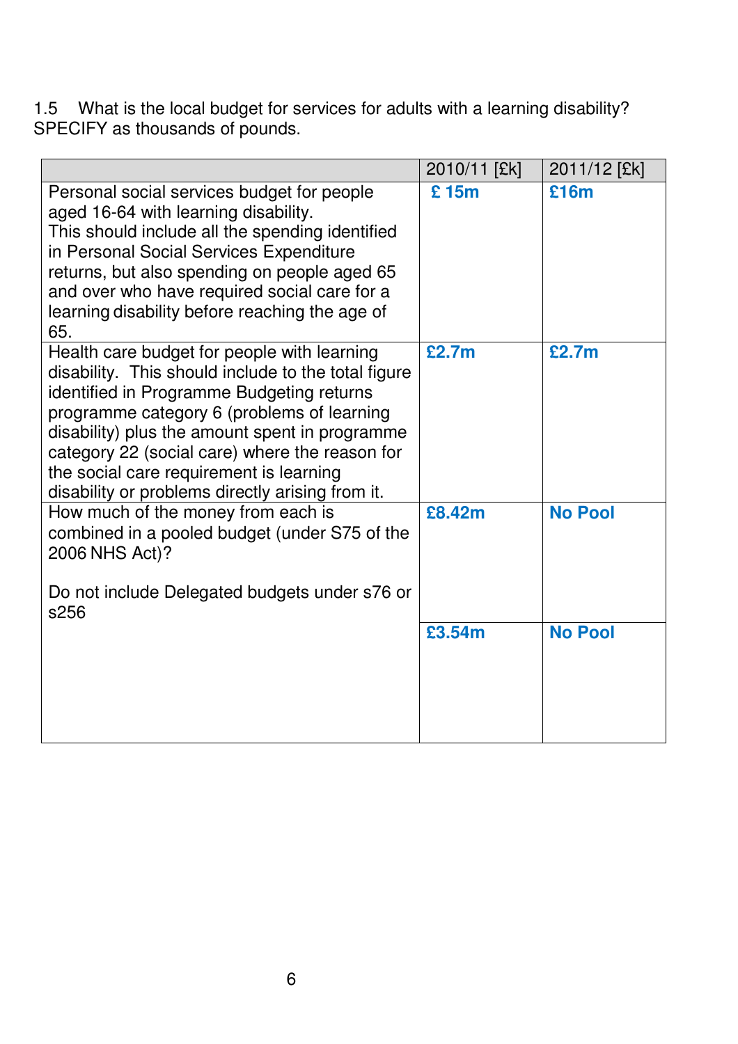1.5 What is the local budget for services for adults with a learning disability? SPECIFY as thousands of pounds.

| | 2010/11 [£k] | 2011/12 [£k] |
|---|---|---|
| Personal social services budget for people aged 16-64 with learning disability.<br>This should include all the spending identified in Personal Social Services Expenditure returns, but also spending on people aged 65 and over who have required social care for a learning disability before reaching the age of 65. | **£ 15m** | **£16m** |
| Health care budget for people with learning disability. This should include to the total figure identified in Programme Budgeting returns programme category 6 (problems of learning disability) plus the amount spent in programme category 22 (social care) where the reason for the social care requirement is learning disability or problems directly arising from it. | **£2.7m** | **£2.7m** |
| How much of the money from each is combined in a pooled budget (under S75 of the 2006 NHS Act)?<br><br>Do not include Delegated budgets under s76 or s256 | **£8.42m** | **No Pool** |
| | **£3.54m** | **No Pool** |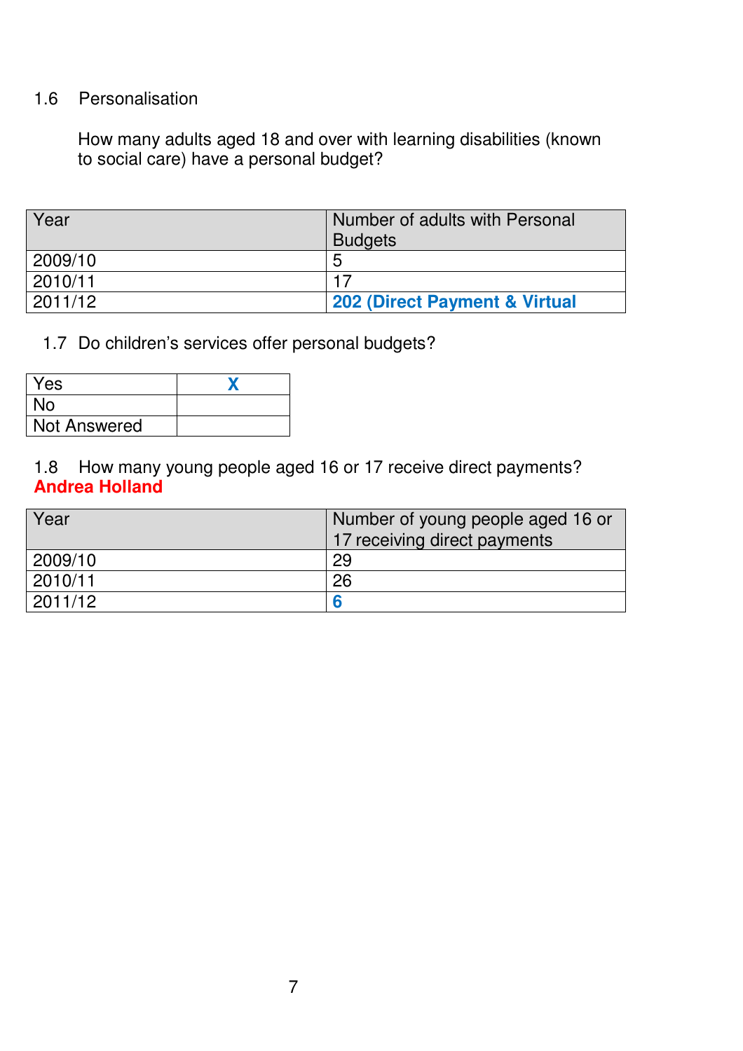1.6 Personalisation

How many adults aged 18 and over with learning disabilities (known to social care) have a personal budget?

| Year | Number of adults with Personal Budgets |
|---|---|
| 2009/10 | 5 |
| 2010/11 | 17 |
| 2011/12 | **202 (Direct Payment & Virtual** |

1.7 Do children's services offer personal budgets?

| | |
|---|---|
| Yes | **X** |
| No | |
| Not Answered | |

1.8 How many young people aged 16 or 17 receive direct payments? **Andrea Holland**

| Year | Number of young people aged 16 or 17 receiving direct payments |
|---|---|
| 2009/10 | 29 |
| 2010/11 | 26 |
| 2011/12 | **6** |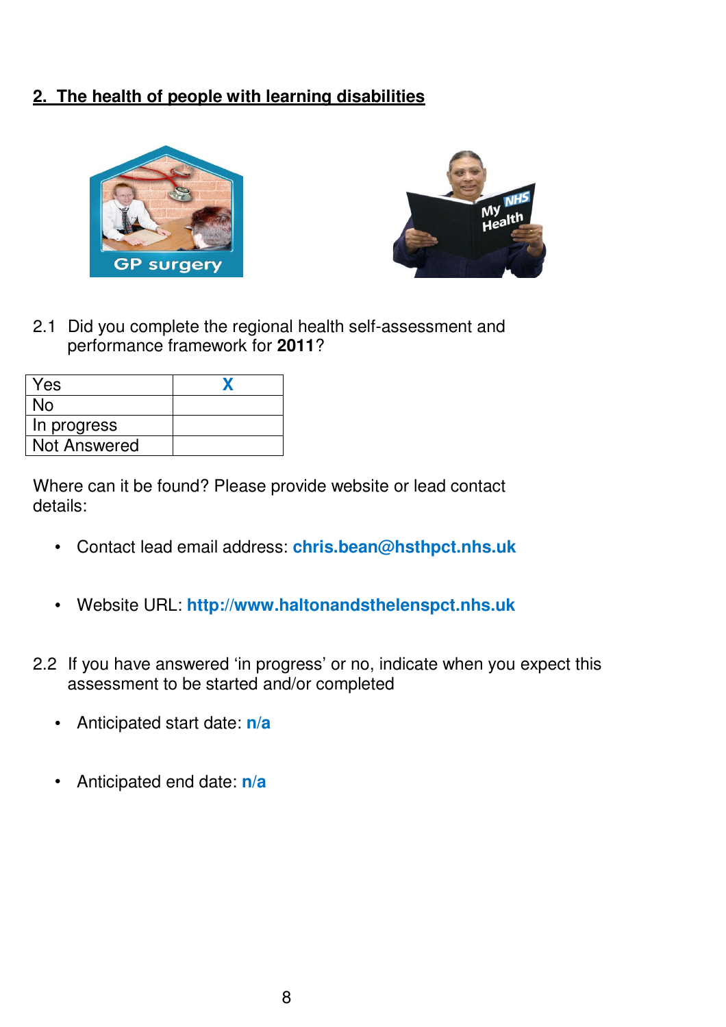## 2. The health of people with learning disabilities

2.1 Did you complete the regional health self-assessment and performance framework for **2011**?

| Yes | X |
|---|---|
| No | |
| In progress | |
| Not Answered | |

Where can it be found? Please provide website or lead contact details:

- Contact lead email address: **chris.bean@hsthpct.nhs.uk**
- Website URL: **http://www.haltonandsthelenspct.nhs.uk**

2.2 If you have answered 'in progress' or no, indicate when you expect this assessment to be started and/or completed

- Anticipated start date: **n/a**
- Anticipated end date: **n/a**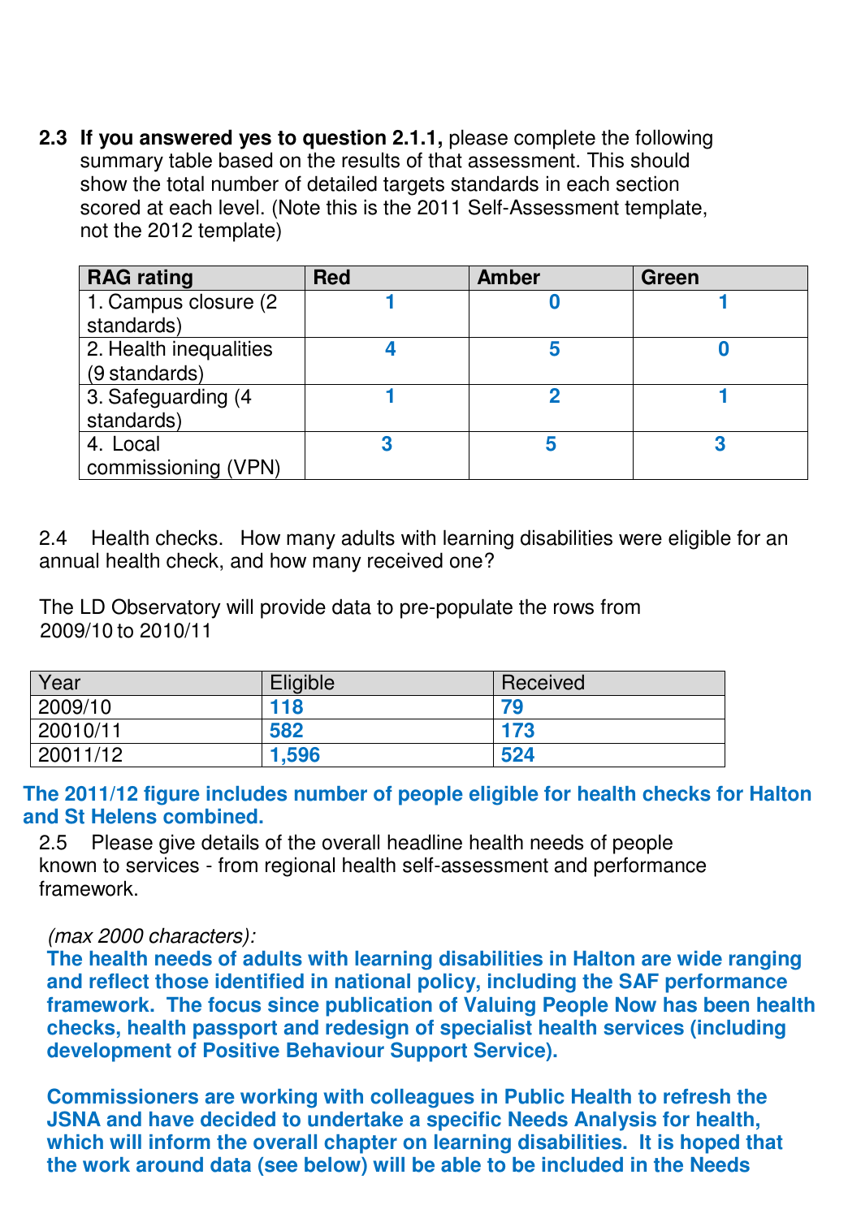**2.3 If you answered yes to question 2.1.1,** please complete the following summary table based on the results of that assessment. This should show the total number of detailed targets standards in each section scored at each level. (Note this is the 2011 Self-Assessment template, not the 2012 template)

| RAG rating | Red | Amber | Green |
|---|---|---|---|
| 1. Campus closure (2 standards) | **1** | **0** | **1** |
| 2. Health inequalities (9 standards) | **4** | **5** | **0** |
| 3. Safeguarding (4 standards) | **1** | **2** | **1** |
| 4. Local commissioning (VPN) | **3** | **5** | **3** |

2.4 Health checks. How many adults with learning disabilities were eligible for an annual health check, and how many received one?

The LD Observatory will provide data to pre-populate the rows from 2009/10 to 2010/11

| Year | Eligible | Received |
|---|---|---|
| 2009/10 | **118** | **79** |
| 20010/11 | **582** | **173** |
| 20011/12 | **1,596** | **524** |

**The 2011/12 figure includes number of people eligible for health checks for Halton and St Helens combined.**

2.5 Please give details of the overall headline health needs of people known to services - from regional health self-assessment and performance framework.

*(max 2000 characters):*

**The health needs of adults with learning disabilities in Halton are wide ranging and reflect those identified in national policy, including the SAF performance framework. The focus since publication of Valuing People Now has been health checks, health passport and redesign of specialist health services (including development of Positive Behaviour Support Service).**

**Commissioners are working with colleagues in Public Health to refresh the JSNA and have decided to undertake a specific Needs Analysis for health, which will inform the overall chapter on learning disabilities. It is hoped that the work around data (see below) will be able to be included in the Needs**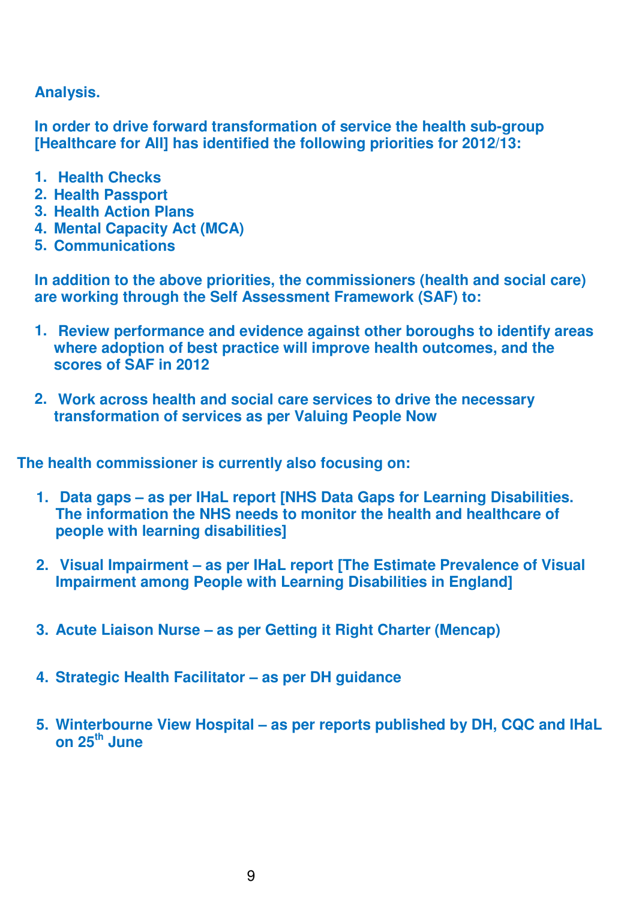**Analysis.**

**In order to drive forward transformation of service the health sub-group [Healthcare for All] has identified the following priorities for 2012/13:**

1. **Health Checks**
2. **Health Passport**
3. **Health Action Plans**
4. **Mental Capacity Act (MCA)**
5. **Communications**

**In addition to the above priorities, the commissioners (health and social care) are working through the Self Assessment Framework (SAF) to:**

1. **Review performance and evidence against other boroughs to identify areas where adoption of best practice will improve health outcomes, and the scores of SAF in 2012**

2. **Work across health and social care services to drive the necessary transformation of services as per Valuing People Now**

**The health commissioner is currently also focusing on:**

1. **Data gaps – as per IHaL report [NHS Data Gaps for Learning Disabilities. The information the NHS needs to monitor the health and healthcare of people with learning disabilities]**

2. **Visual Impairment – as per IHaL report [The Estimate Prevalence of Visual Impairment among People with Learning Disabilities in England]**

3. **Acute Liaison Nurse – as per Getting it Right Charter (Mencap)**

4. **Strategic Health Facilitator – as per DH guidance**

5. **Winterbourne View Hospital – as per reports published by DH, CQC and IHaL on 25th June**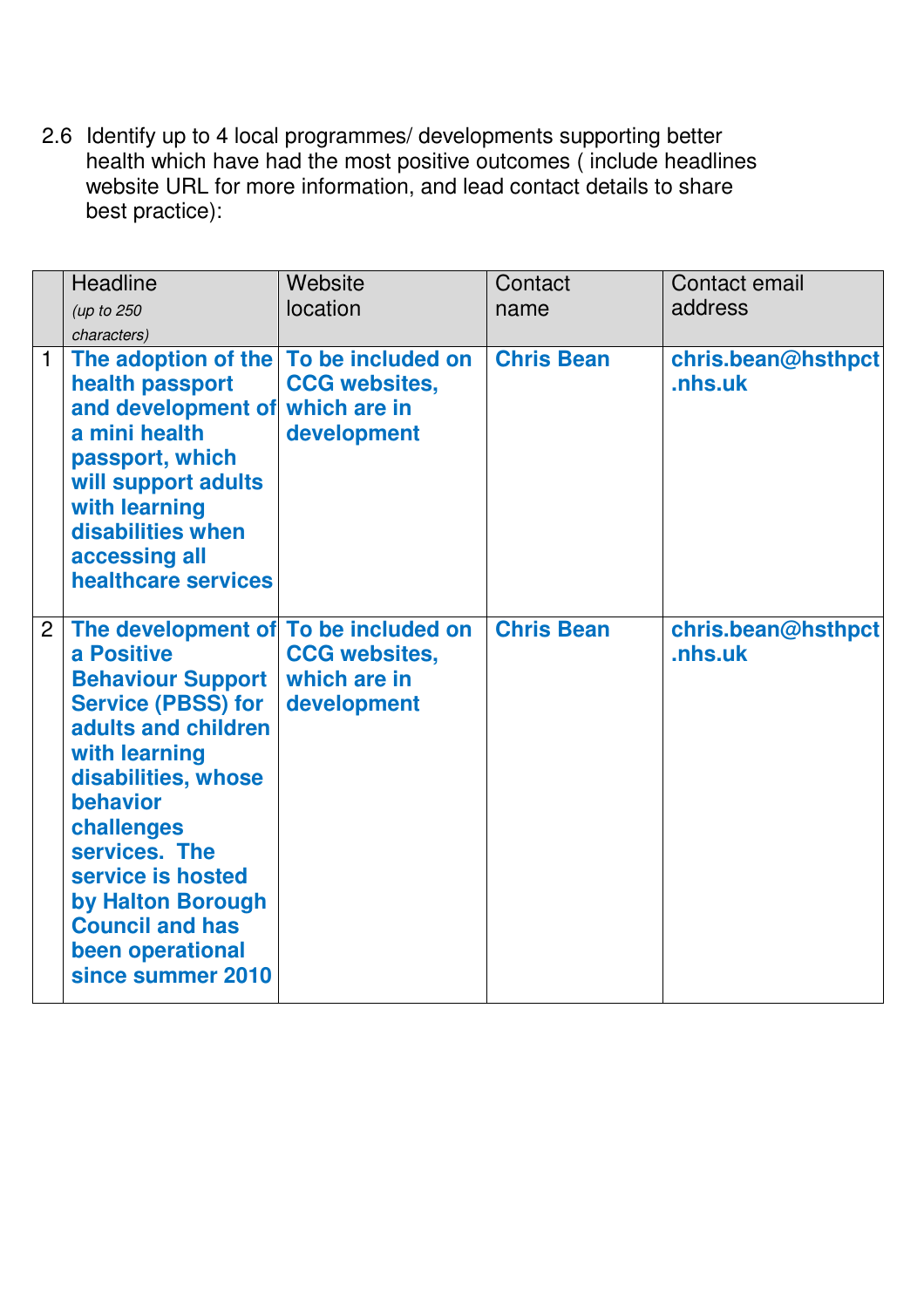2.6 Identify up to 4 local programmes/ developments supporting better health which have had the most positive outcomes ( include headlines website URL for more information, and lead contact details to share best practice):

| | Headline *(up to 250 characters)* | Website location | Contact name | Contact email address |
|---|---|---|---|---|
| 1 | **The adoption of the health passport and development of a mini health passport, which will support adults with learning disabilities when accessing all healthcare services** | **To be included on CCG websites, which are in development** | **Chris Bean** | **chris.bean@hsthpct.nhs.uk** |
| 2 | **The development of a Positive Behaviour Support Service (PBSS) for adults and children with learning disabilities, whose behavior challenges services. The service is hosted by Halton Borough Council and has been operational since summer 2010** | **To be included on CCG websites, which are in development** | **Chris Bean** | **chris.bean@hsthpct.nhs.uk** |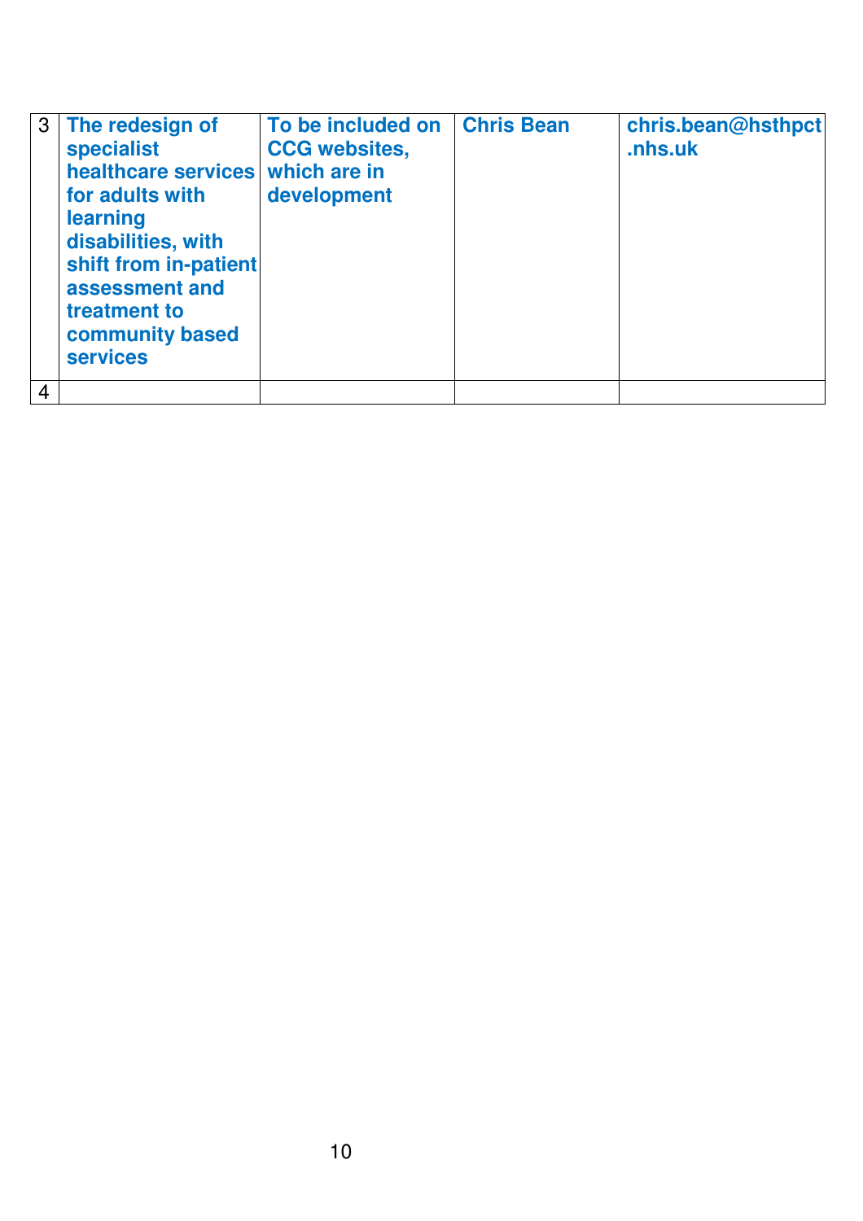| | | | | |
|---|---|---|---|---|
| 3 | **The redesign of specialist healthcare services for adults with learning disabilities, with shift from in-patient assessment and treatment to community based services** | **To be included on CCG websites, which are in development** | **Chris Bean** | **chris.bean@hsthpct.nhs.uk** |
| 4 | | | | |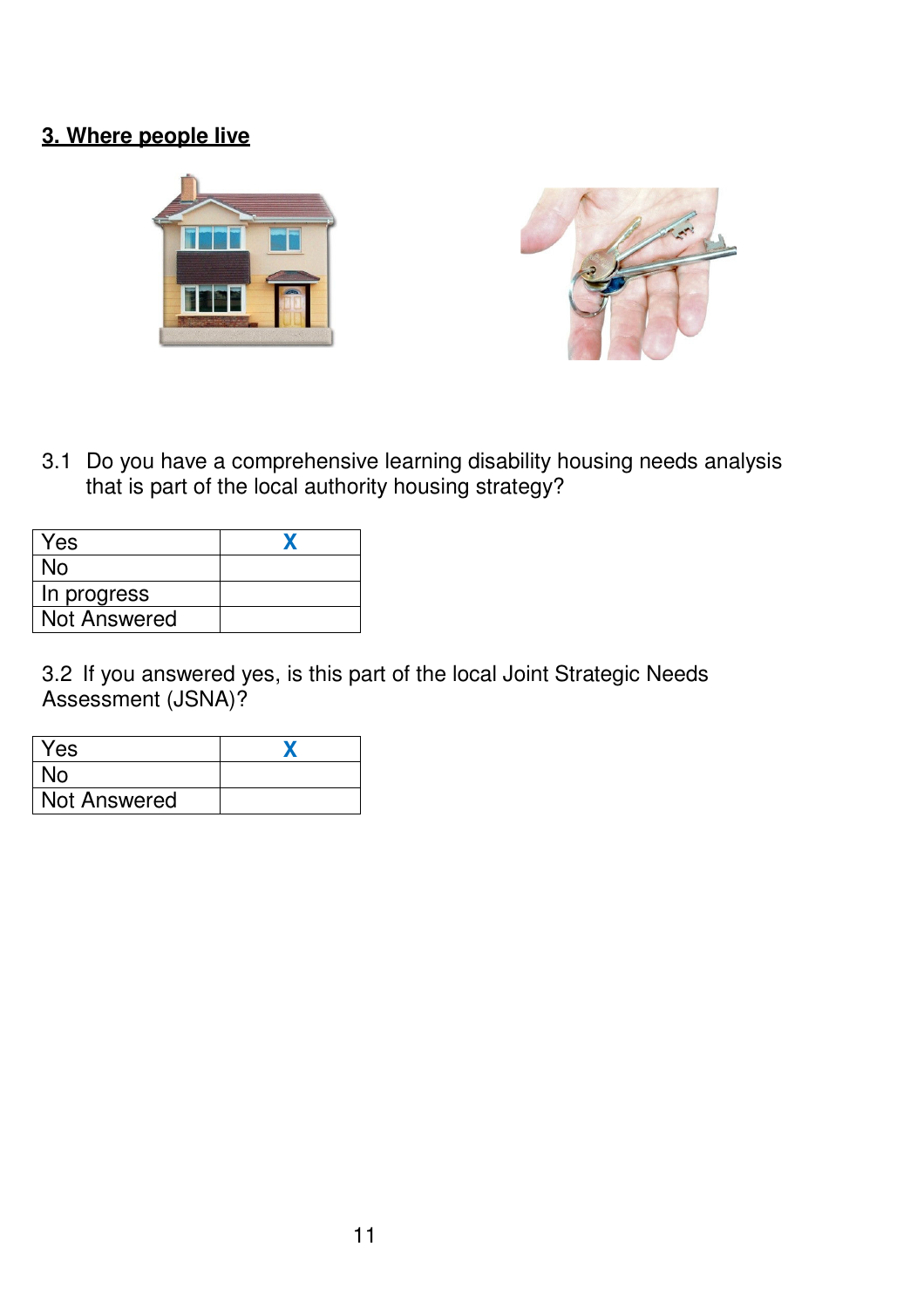## 3. Where people live

3.1 Do you have a comprehensive learning disability housing needs analysis that is part of the local authority housing strategy?

| | |
|---|---|
| Yes | X |
| No | |
| In progress | |
| Not Answered | |

3.2 If you answered yes, is this part of the local Joint Strategic Needs Assessment (JSNA)?

| | |
|---|---|
| Yes | X |
| No | |
| Not Answered | |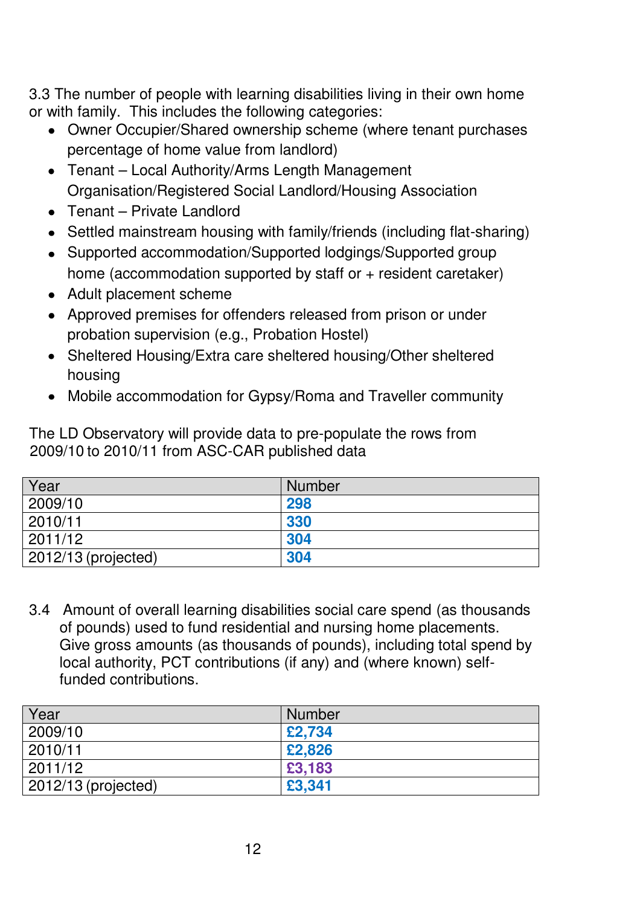3.3 The number of people with learning disabilities living in their own home or with family. This includes the following categories:

- Owner Occupier/Shared ownership scheme (where tenant purchases percentage of home value from landlord)
- Tenant – Local Authority/Arms Length Management Organisation/Registered Social Landlord/Housing Association
- Tenant – Private Landlord
- Settled mainstream housing with family/friends (including flat-sharing)
- Supported accommodation/Supported lodgings/Supported group home (accommodation supported by staff or + resident caretaker)
- Adult placement scheme
- Approved premises for offenders released from prison or under probation supervision (e.g., Probation Hostel)
- Sheltered Housing/Extra care sheltered housing/Other sheltered housing
- Mobile accommodation for Gypsy/Roma and Traveller community

The LD Observatory will provide data to pre-populate the rows from 2009/10 to 2010/11 from ASC-CAR published data

| Year | Number |
|---|---|
| 2009/10 | **298** |
| 2010/11 | **330** |
| 2011/12 | **304** |
| 2012/13 (projected) | **304** |

3.4 Amount of overall learning disabilities social care spend (as thousands of pounds) used to fund residential and nursing home placements. Give gross amounts (as thousands of pounds), including total spend by local authority, PCT contributions (if any) and (where known) self-funded contributions.

| Year | Number |
|---|---|
| 2009/10 | **£2,734** |
| 2010/11 | **£2,826** |
| 2011/12 | **£3,183** |
| 2012/13 (projected) | **£3,341** |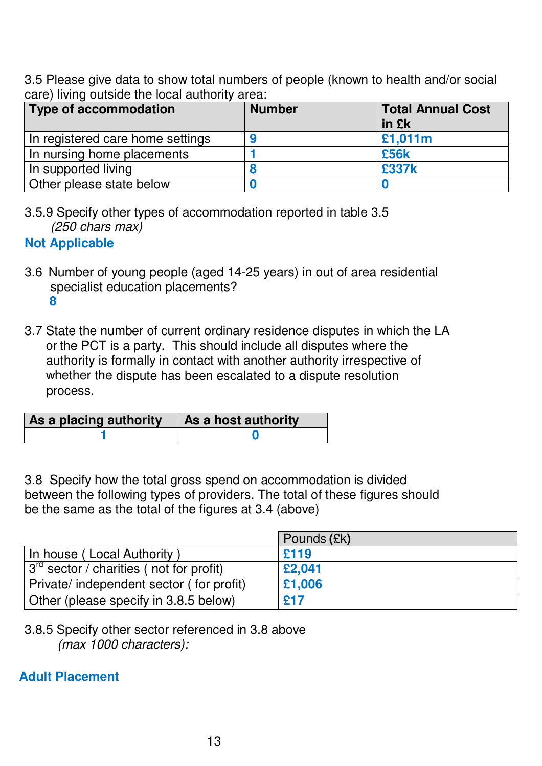3.5 Please give data to show total numbers of people (known to health and/or social care) living outside the local authority area:

| Type of accommodation | Number | Total Annual Cost in £k |
|---|---|---|
| In registered care home settings | **9** | **£1,011m** |
| In nursing home placements | **1** | **£56k** |
| In supported living | **8** | **£337k** |
| Other please state below | **0** | **0** |

3.5.9 Specify other types of accommodation reported in table 3.5 *(250 chars max)*

**Not Applicable**

3.6 Number of young people (aged 14-25 years) in out of area residential specialist education placements?

**8**

3.7 State the number of current ordinary residence disputes in which the LA or the PCT is a party. This should include all disputes where the authority is formally in contact with another authority irrespective of whether the dispute has been escalated to a dispute resolution process.

| As a placing authority | As a host authority |
|---|---|
| **1** | **0** |

3.8 Specify how the total gross spend on accommodation is divided between the following types of providers. The total of these figures should be the same as the total of the figures at 3.4 (above)

| | Pounds (£k) |
|---|---|
| In house ( Local Authority ) | **£119** |
| 3rd sector / charities ( not for profit) | **£2,041** |
| Private/ independent sector ( for profit) | **£1,006** |
| Other (please specify in 3.8.5 below) | **£17** |

3.8.5 Specify other sector referenced in 3.8 above *(max 1000 characters)*:

**Adult Placement**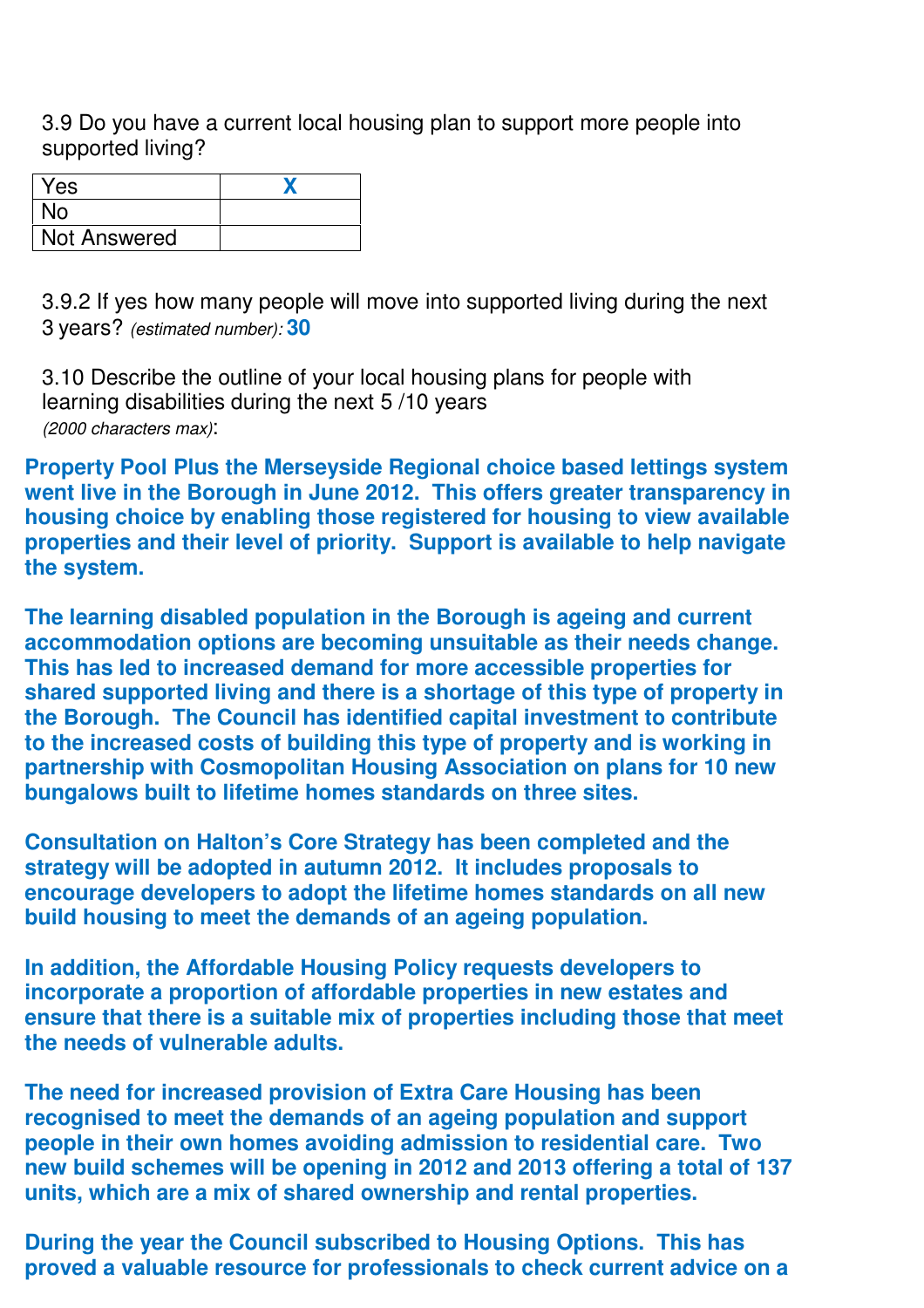3.9 Do you have a current local housing plan to support more people into supported living?

| | |
|---|---|
| Yes | X |
| No | |
| Not Answered | |

3.9.2 If yes how many people will move into supported living during the next 3 years? *(estimated number)*: **30**

3.10 Describe the outline of your local housing plans for people with learning disabilities during the next 5 /10 years *(2000 characters max)*:

**Property Pool Plus the Merseyside Regional choice based lettings system went live in the Borough in June 2012. This offers greater transparency in housing choice by enabling those registered for housing to view available properties and their level of priority. Support is available to help navigate the system.**

**The learning disabled population in the Borough is ageing and current accommodation options are becoming unsuitable as their needs change. This has led to increased demand for more accessible properties for shared supported living and there is a shortage of this type of property in the Borough. The Council has identified capital investment to contribute to the increased costs of building this type of property and is working in partnership with Cosmopolitan Housing Association on plans for 10 new bungalows built to lifetime homes standards on three sites.**

**Consultation on Halton's Core Strategy has been completed and the strategy will be adopted in autumn 2012. It includes proposals to encourage developers to adopt the lifetime homes standards on all new build housing to meet the demands of an ageing population.**

**In addition, the Affordable Housing Policy requests developers to incorporate a proportion of affordable properties in new estates and ensure that there is a suitable mix of properties including those that meet the needs of vulnerable adults.**

**The need for increased provision of Extra Care Housing has been recognised to meet the demands of an ageing population and support people in their own homes avoiding admission to residential care. Two new build schemes will be opening in 2012 and 2013 offering a total of 137 units, which are a mix of shared ownership and rental properties.**

**During the year the Council subscribed to Housing Options. This has proved a valuable resource for professionals to check current advice on a**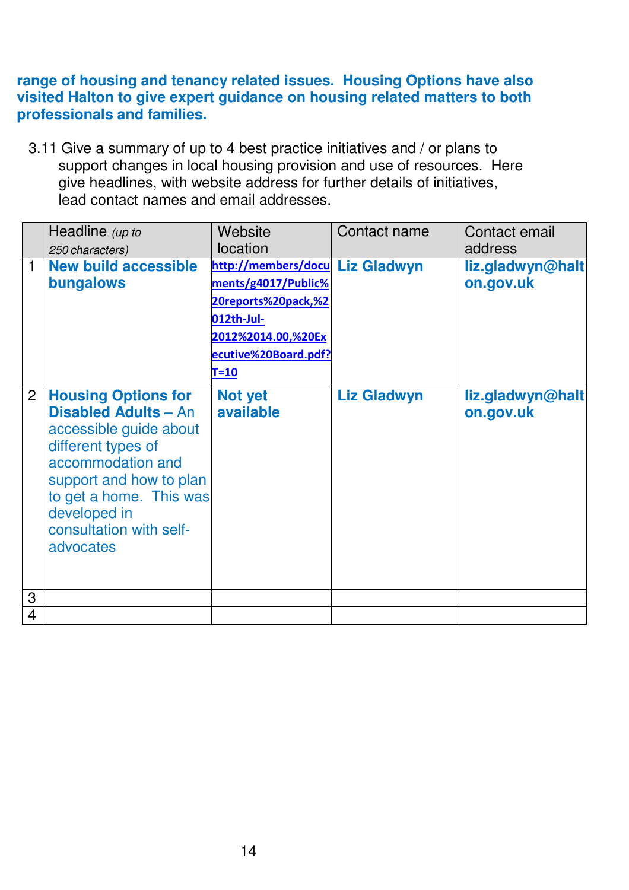**range of housing and tenancy related issues. Housing Options have also visited Halton to give expert guidance on housing related matters to both professionals and families.**

3.11 Give a summary of up to 4 best practice initiatives and / or plans to support changes in local housing provision and use of resources. Here give headlines, with website address for further details of initiatives, lead contact names and email addresses.

| | Headline *(up to 250 characters)* | Website location | Contact name | Contact email address |
|---|---|---|---|---|
| 1 | **New build accessible bungalows** | **http://members/documents/g4017/Public%20reports%20pack,%2012th-Jul-2012%2014.00,%20Executive%20Board.pdf?T=10** | **Liz Gladwyn** | **liz.gladwyn@halton.gov.uk** |
| 2 | **Housing Options for Disabled Adults –** An accessible guide about different types of accommodation and support and how to plan to get a home. This was developed in consultation with self-advocates | **Not yet available** | **Liz Gladwyn** | **liz.gladwyn@halton.gov.uk** |
| 3 | | | | |
| 4 | | | | |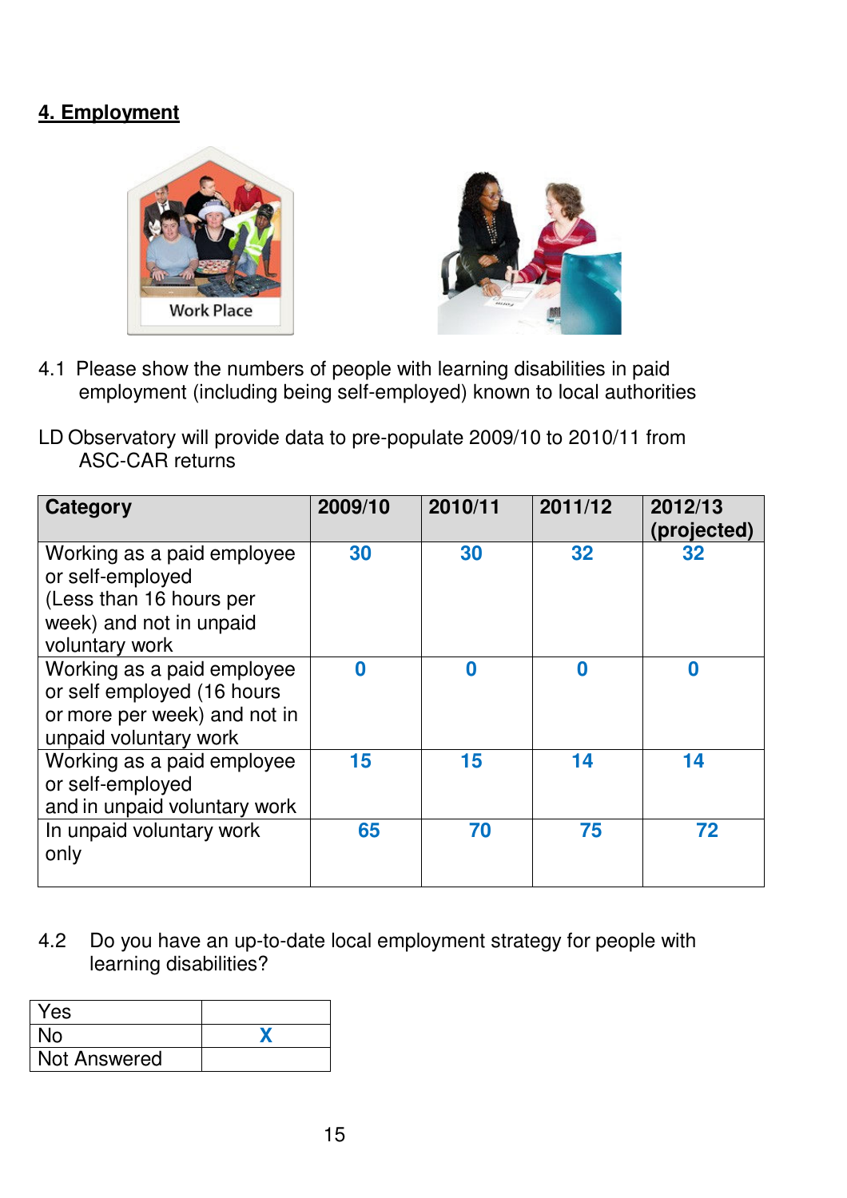## 4. Employment

4.1 Please show the numbers of people with learning disabilities in paid employment (including being self-employed) known to local authorities

LD Observatory will provide data to pre-populate 2009/10 to 2010/11 from ASC-CAR returns

| Category | 2009/10 | 2010/11 | 2011/12 | 2012/13 (projected) |
|---|---|---|---|---|
| Working as a paid employee or self-employed (Less than 16 hours per week) and not in unpaid voluntary work | 30 | 30 | 32 | 32 |
| Working as a paid employee or self employed (16 hours or more per week) and not in unpaid voluntary work | 0 | 0 | 0 | 0 |
| Working as a paid employee or self-employed and in unpaid voluntary work | 15 | 15 | 14 | 14 |
| In unpaid voluntary work only | 65 | 70 | 75 | 72 |

4.2 Do you have an up-to-date local employment strategy for people with learning disabilities?

| | |
|---|---|
| Yes | |
| No | X |
| Not Answered | |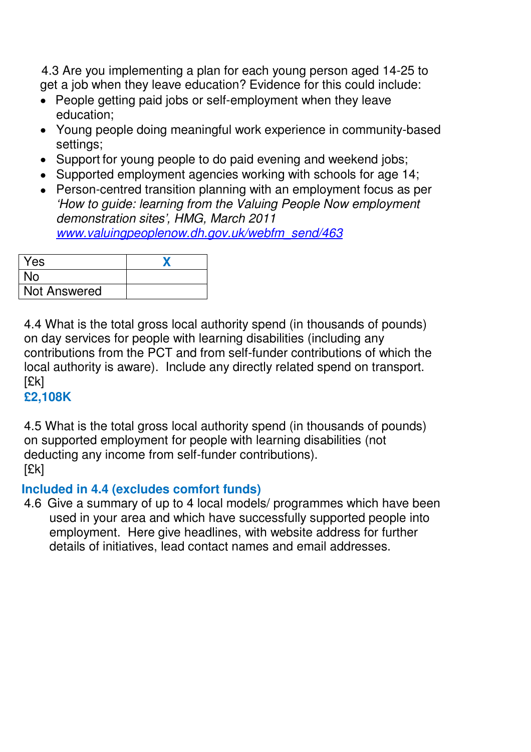4.3 Are you implementing a plan for each young person aged 14-25 to get a job when they leave education? Evidence for this could include:

- People getting paid jobs or self-employment when they leave education;
- Young people doing meaningful work experience in community-based settings;
- Support for young people to do paid evening and weekend jobs;
- Supported employment agencies working with schools for age 14;
- Person-centred transition planning with an employment focus as per *'How to guide: learning from the Valuing People Now employment demonstration sites', HMG, March 2011* *www.valuingpeoplenow.dh.gov.uk/webfm_send/463*

| | |
|---|---|
| Yes | **X** |
| No | |
| Not Answered | |

4.4 What is the total gross local authority spend (in thousands of pounds) on day services for people with learning disabilities (including any contributions from the PCT and from self-funder contributions of which the local authority is aware). Include any directly related spend on transport. [£k]

**£2,108K**

4.5 What is the total gross local authority spend (in thousands of pounds) on supported employment for people with learning disabilities (not deducting any income from self-funder contributions).
[£k]

**Included in 4.4 (excludes comfort funds)**

4.6 Give a summary of up to 4 local models/ programmes which have been used in your area and which have successfully supported people into employment. Here give headlines, with website address for further details of initiatives, lead contact names and email addresses.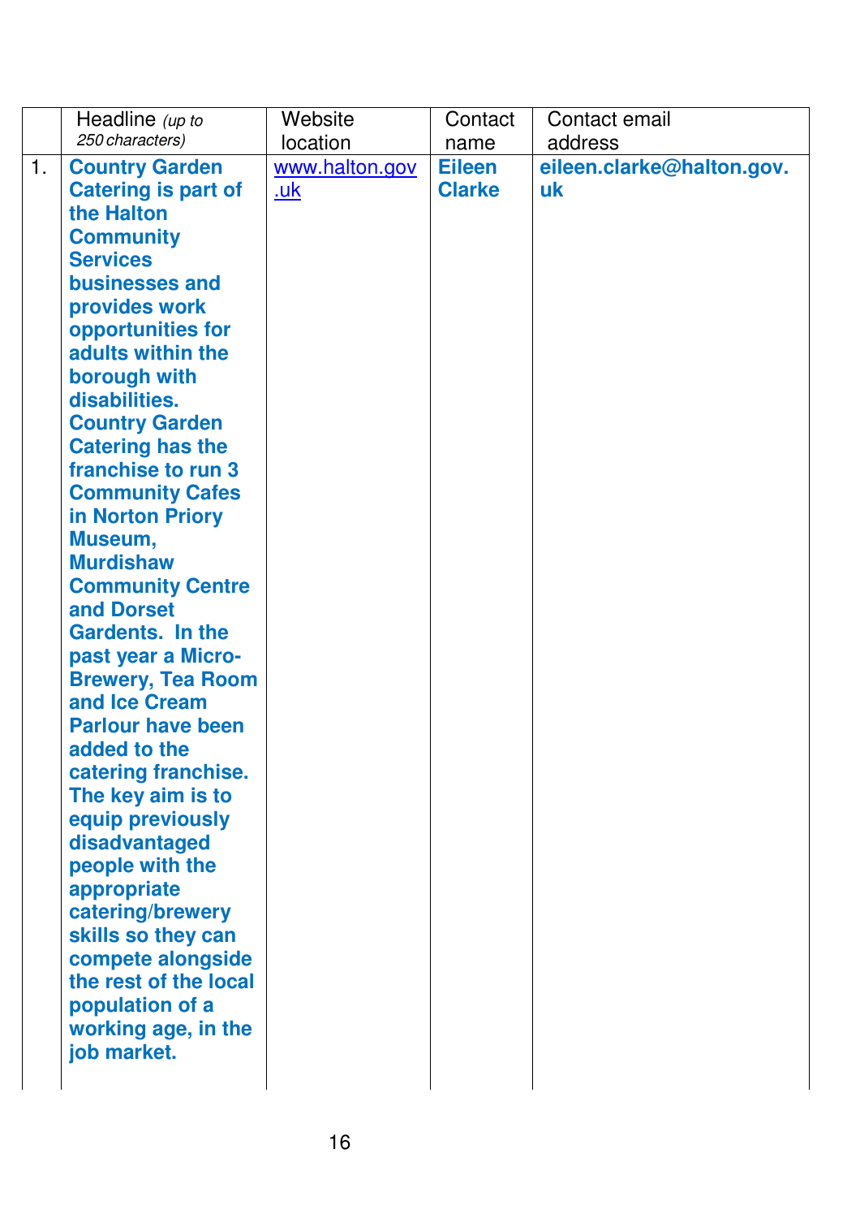| | Headline *(up to 250 characters)* | Website location | Contact name | Contact email address |
|---|---|---|---|---|
| 1. | **Country Garden Catering is part of the Halton Community Services businesses and provides work opportunities for adults within the borough with disabilities. Country Garden Catering has the franchise to run 3 Community Cafes in Norton Priory Museum, Murdishaw Community Centre and Dorset Gardents. In the past year a Micro-Brewery, Tea Room and Ice Cream Parlour have been added to the catering franchise. The key aim is to equip previously disadvantaged people with the appropriate catering/brewery skills so they can compete alongside the rest of the local population of a working age, in the job market.** | www.halton.gov.uk | **Eileen Clarke** | **eileen.clarke@halton.gov.uk** |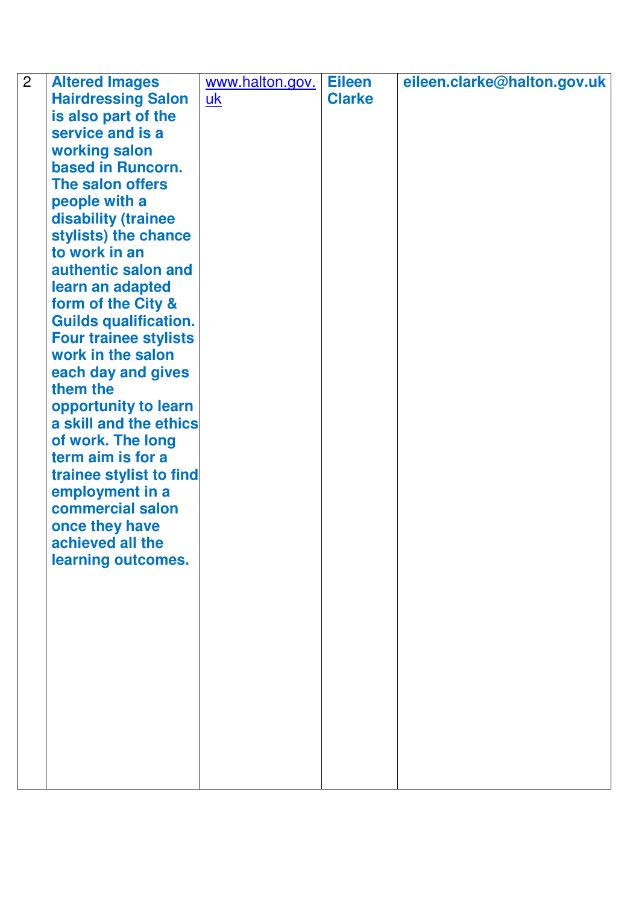| 2 | **Altered Images Hairdressing Salon is also part of the service and is a working salon based in Runcorn. The salon offers people with a disability (trainee stylists) the chance to work in an authentic salon and learn an adapted form of the City & Guilds qualification. Four trainee stylists work in the salon each day and gives them the opportunity to learn a skill and the ethics of work. The long term aim is for a trainee stylist to find employment in a commercial salon once they have achieved all the learning outcomes.** | www.halton.gov.uk | **Eileen Clarke** | **eileen.clarke@halton.gov.uk** |
|---|---|---|---|---|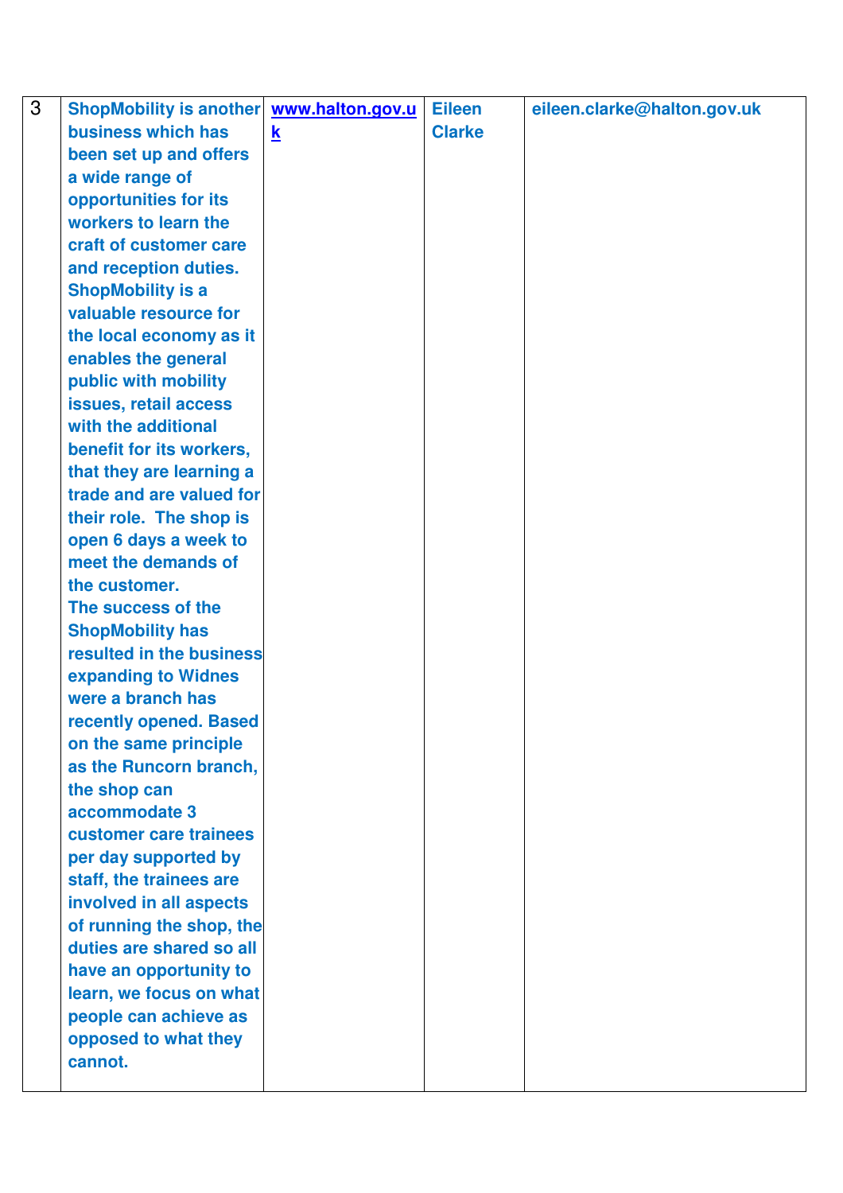| 3 | **ShopMobility is another business which has been set up and offers a wide range of opportunities for its workers to learn the craft of customer care and reception duties. ShopMobility is a valuable resource for the local economy as it enables the general public with mobility issues, retail access with the additional benefit for its workers, that they are learning a trade and are valued for their role. The shop is open 6 days a week to meet the demands of the customer. The success of the ShopMobility has resulted in the business expanding to Widnes were a branch has recently opened. Based on the same principle as the Runcorn branch, the shop can accommodate 3 customer care trainees per day supported by staff, the trainees are involved in all aspects of running the shop, the duties are shared so all have an opportunity to learn, we focus on what people can achieve as opposed to what they cannot.** | **www.halton.gov.uk** | **Eileen Clarke** | **eileen.clarke@halton.gov.uk** |
|---|---|---|---|---|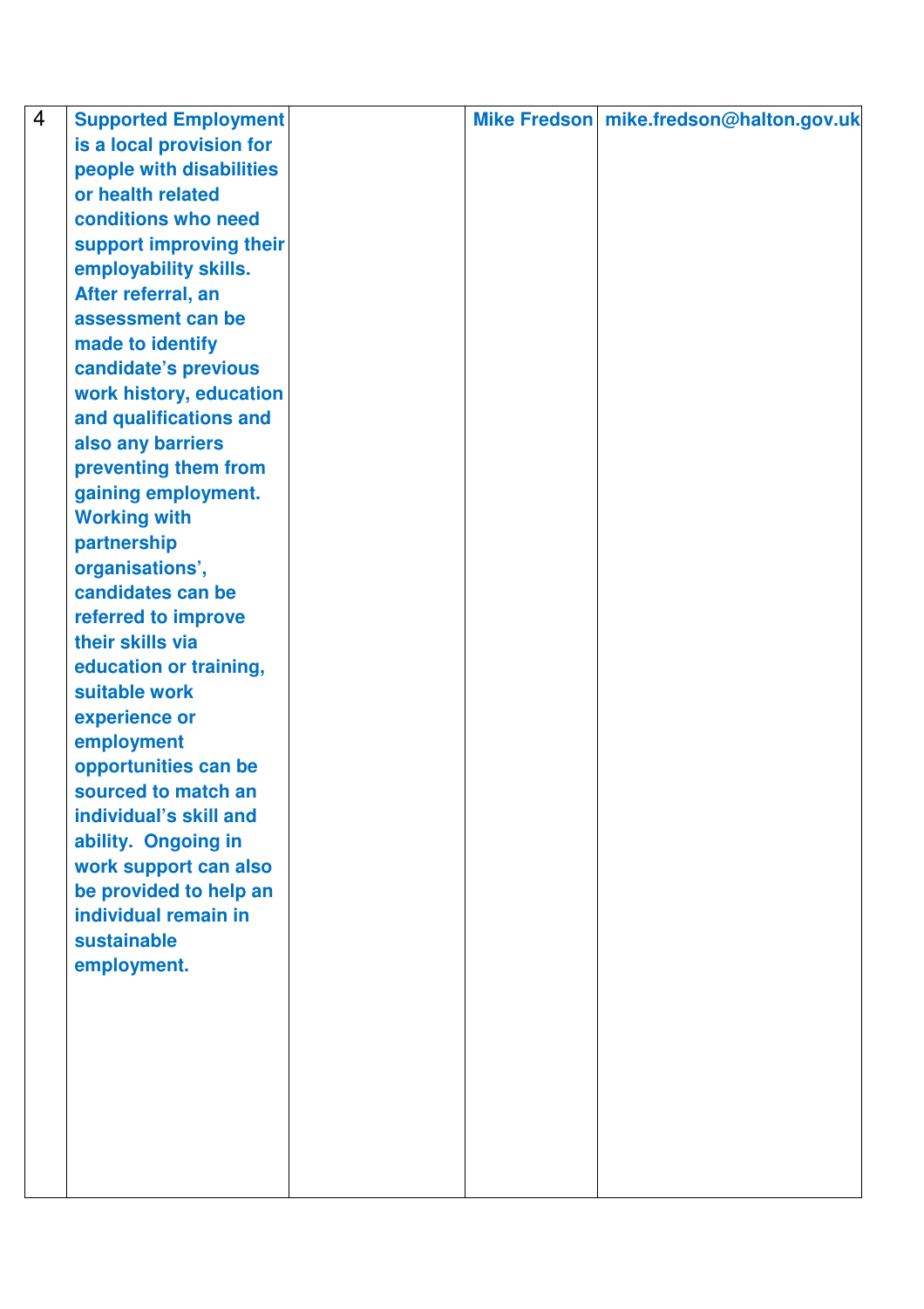| 4 | **Supported Employment is a local provision for people with disabilities or health related conditions who need support improving their employability skills. After referral, an assessment can be made to identify candidate's previous work history, education and qualifications and also any barriers preventing them from gaining employment. Working with partnership organisations', candidates can be referred to improve their skills via education or training, suitable work experience or employment opportunities can be sourced to match an individual's skill and ability. Ongoing in work support can also be provided to help an individual remain in sustainable employment.** | | **Mike Fredson** | **mike.fredson@halton.gov.uk** |
|---|---|---|---|---|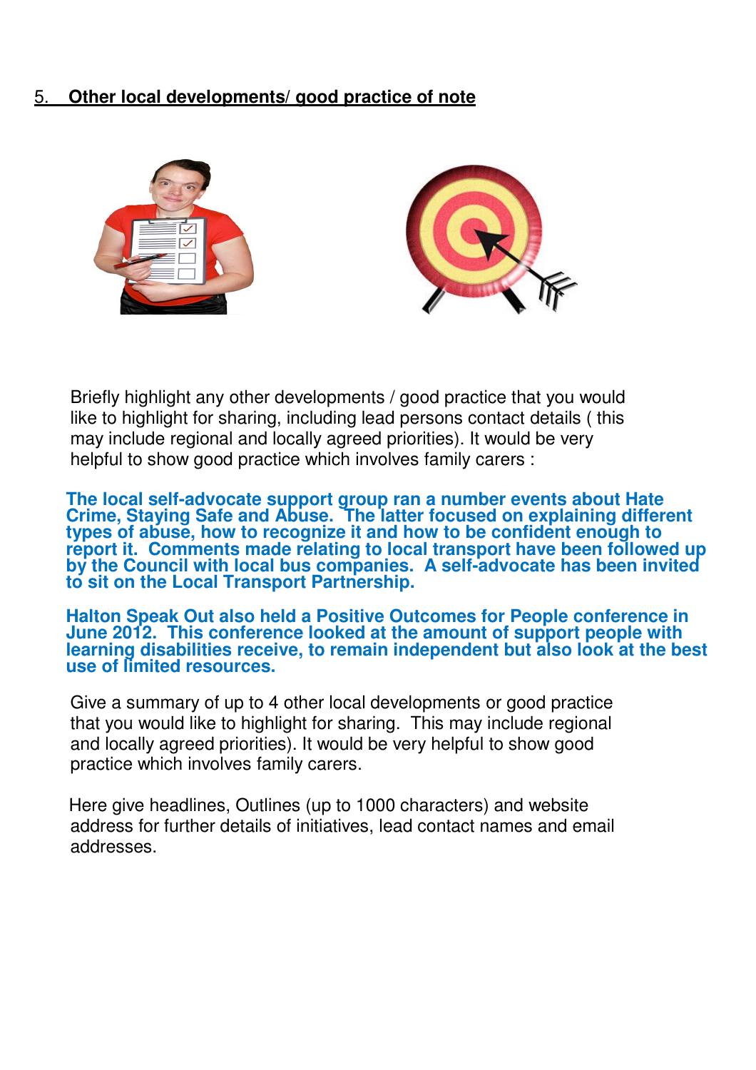## 5. Other local developments/ good practice of note

Briefly highlight any other developments / good practice that you would like to highlight for sharing, including lead persons contact details ( this may include regional and locally agreed priorities). It would be very helpful to show good practice which involves family carers :

**The local self-advocate support group ran a number events about Hate Crime, Staying Safe and Abuse. The latter focused on explaining different types of abuse, how to recognize it and how to be confident enough to report it. Comments made relating to local transport have been followed up by the Council with local bus companies. A self-advocate has been invited to sit on the Local Transport Partnership.**

**Halton Speak Out also held a Positive Outcomes for People conference in June 2012. This conference looked at the amount of support people with learning disabilities receive, to remain independent but also look at the best use of limited resources.**

Give a summary of up to 4 other local developments or good practice that you would like to highlight for sharing. This may include regional and locally agreed priorities). It would be very helpful to show good practice which involves family carers.

Here give headlines, Outlines (up to 1000 characters) and website address for further details of initiatives, lead contact names and email addresses.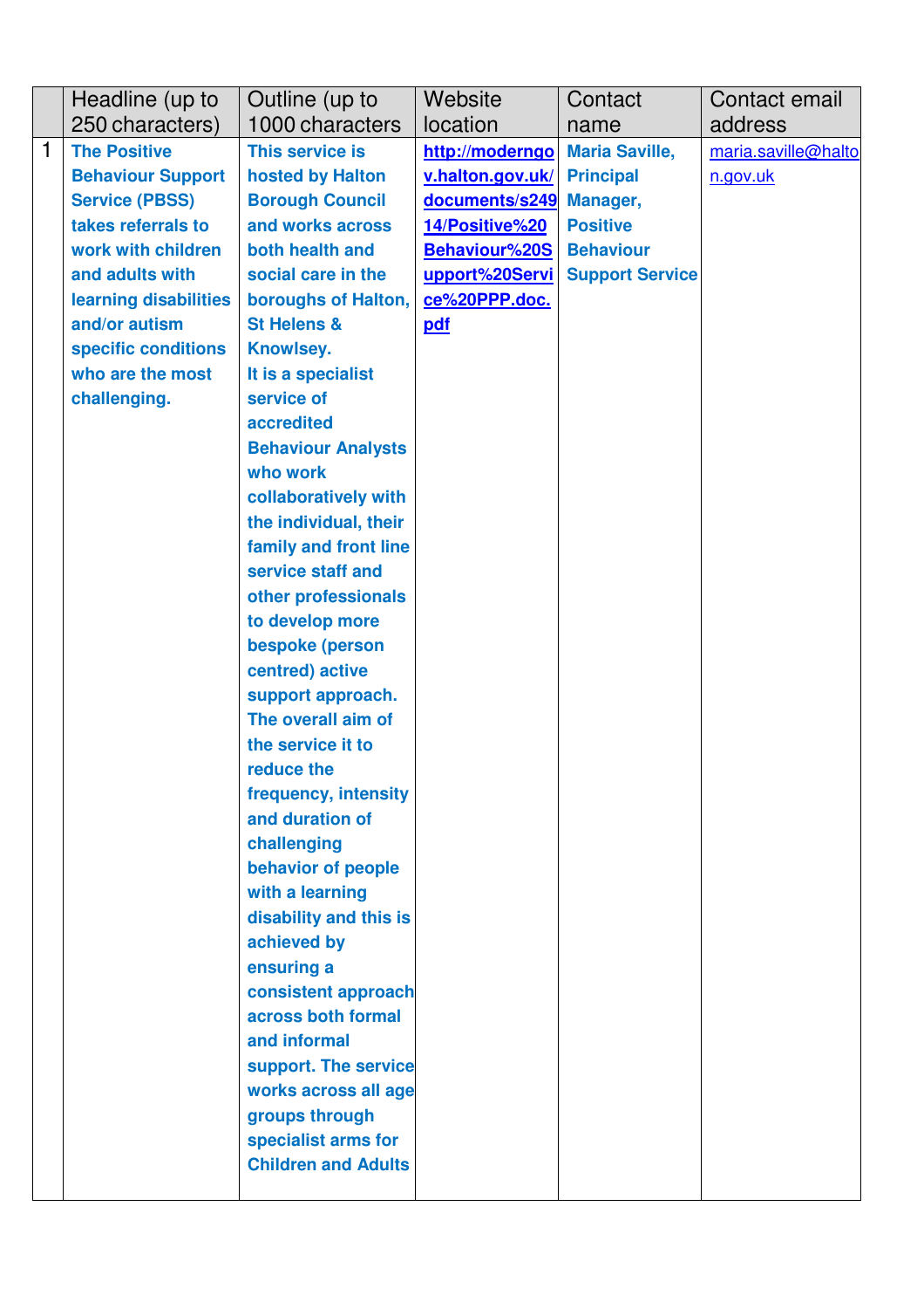|   | Headline (up to 250 characters) | Outline (up to 1000 characters | Website location | Contact name | Contact email address |
|---|---|---|---|---|---|
| 1 | **The Positive Behaviour Support Service (PBSS) takes referrals to work with children and adults with learning disabilities and/or autism specific conditions who are the most challenging.** | **This service is hosted by Halton Borough Council and works across both health and social care in the boroughs of Halton, St Helens & Knowlsey. It is a specialist service of accredited Behaviour Analysts who work collaboratively with the individual, their family and front line service staff and other professionals to develop more bespoke (person centred) active support approach. The overall aim of the service it to reduce the frequency, intensity and duration of challenging behavior of people with a learning disability and this is achieved by ensuring a consistent approach across both formal and informal support. The service works across all age groups through specialist arms for Children and Adults** | **http://moderngov.halton.gov.uk/documents/s24914/Positive%20Behaviour%20Support%20Service%20PPP.doc.pdf** | **Maria Saville, Principal Manager, Positive Behaviour Support Service** | maria.saville@halton.gov.uk |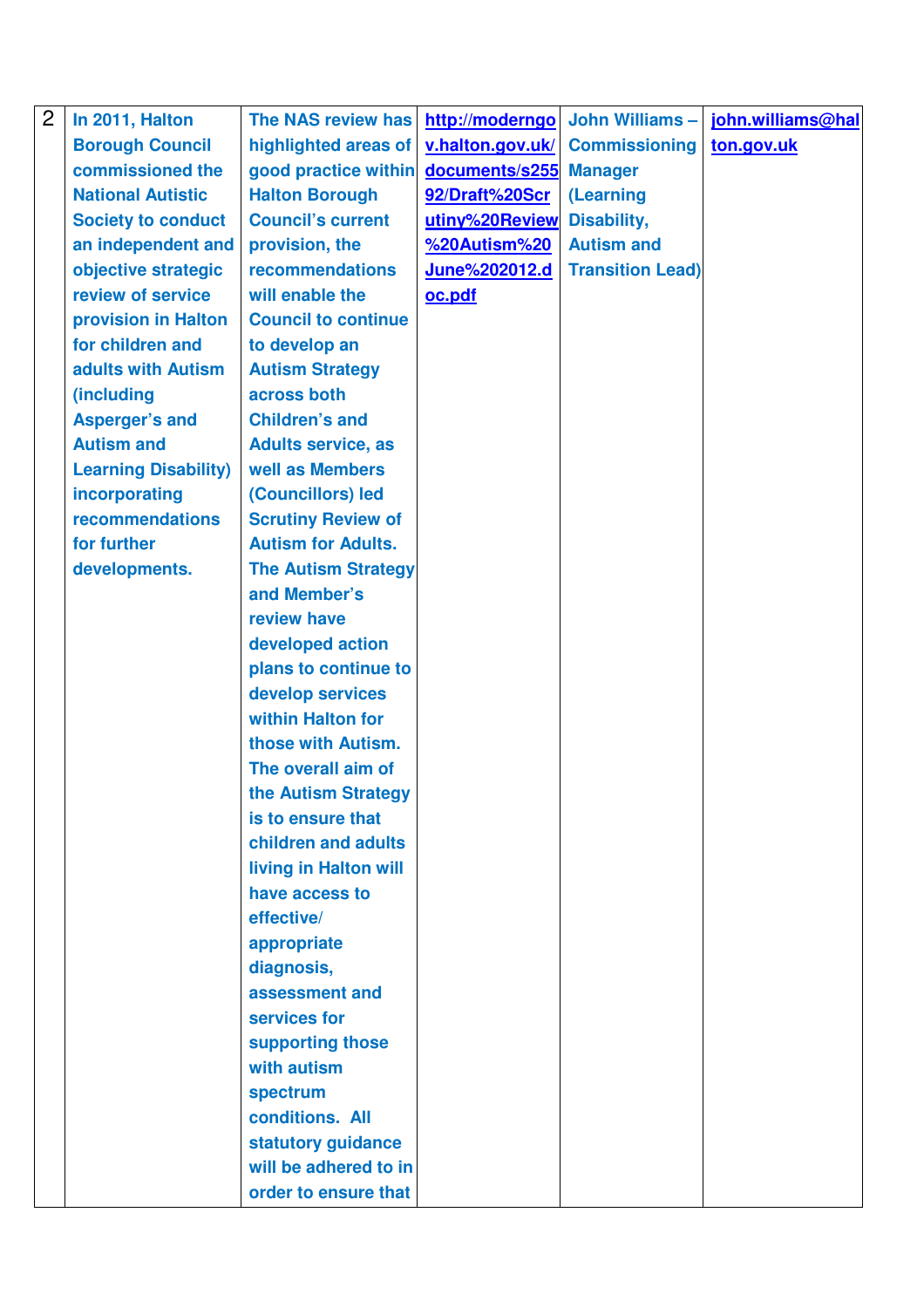| 2 | In 2011, Halton Borough Council commissioned the National Autistic Society to conduct an independent and objective strategic review of service provision in Halton for children and adults with Autism (including Asperger's and Autism and Learning Disability) incorporating recommendations for further developments. | The NAS review has highlighted areas of good practice within Halton Borough Council's current provision, the recommendations will enable the Council to continue to develop an Autism Strategy across both Children's and Adults service, as well as Members (Councillors) led Scrutiny Review of Autism for Adults. The Autism Strategy and Member's review have developed action plans to continue to develop services within Halton for those with Autism. The overall aim of the Autism Strategy is to ensure that children and adults living in Halton will have access to effective/ appropriate diagnosis, assessment and services for supporting those with autism spectrum conditions. All statutory guidance will be adhered to in order to ensure that | http://moderngov.halton.gov.uk/documents/s25592/Draft%20Scrutiny%20Review%20Autism%20June%202012.doc.pdf | John Williams – Commissioning Manager (Learning Disability, Autism and Transition Lead) | john.williams@halton.gov.uk |
|---|---|---|---|---|---|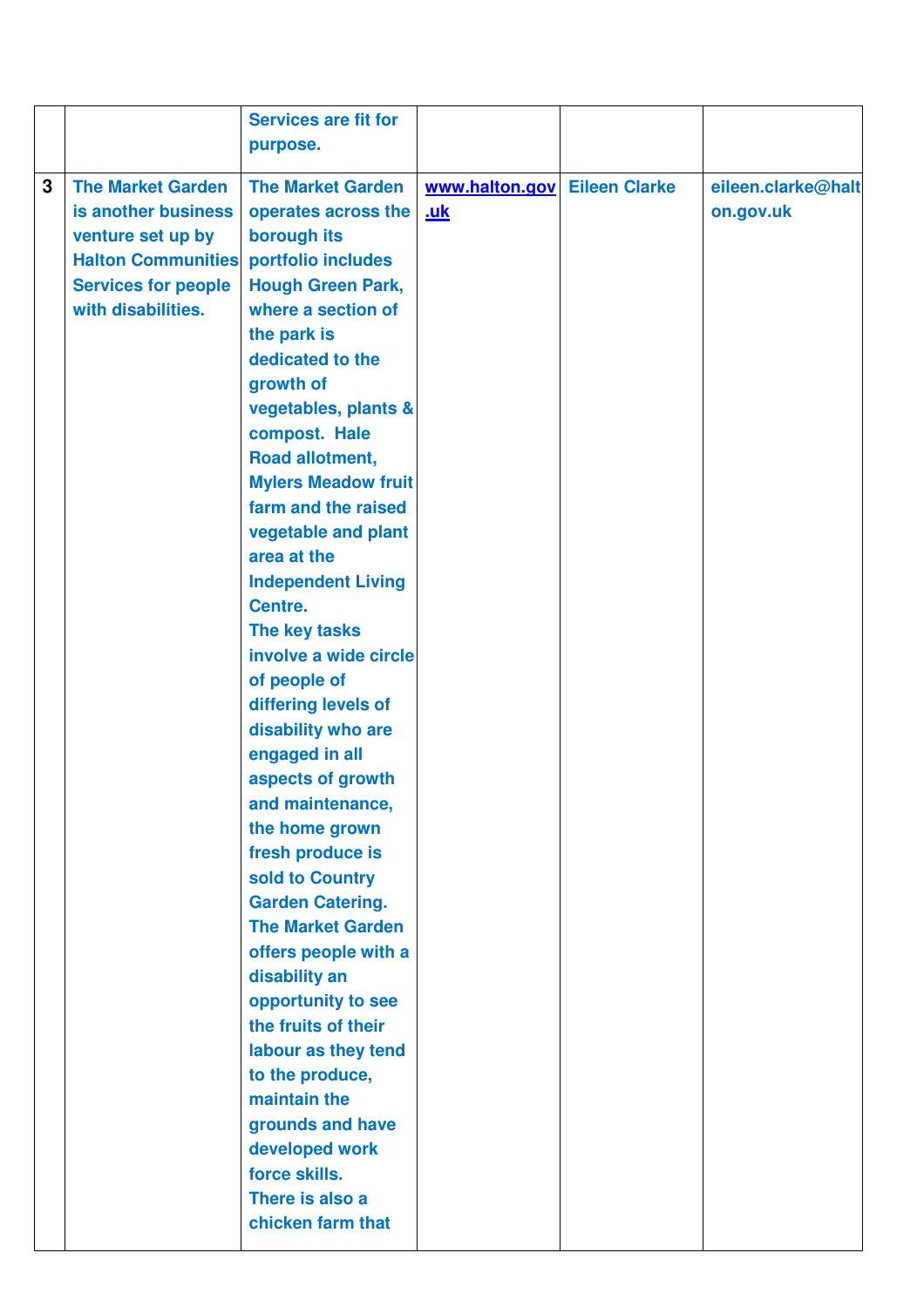| | | | | | |
|---|---|---|---|---|---|
| | | Services are fit for purpose. | | | |
| 3 | The Market Garden is another business venture set up by Halton Communities Services for people with disabilities. | The Market Garden operates across the borough its portfolio includes Hough Green Park, where a section of the park is dedicated to the growth of vegetables, plants & compost. Hale Road allotment, Mylers Meadow fruit farm and the raised vegetable and plant area at the Independent Living Centre.<br>The key tasks involve a wide circle of people of differing levels of disability who are engaged in all aspects of growth and maintenance, the home grown fresh produce is sold to Country Garden Catering.<br>The Market Garden offers people with a disability an opportunity to see the fruits of their labour as they tend to the produce, maintain the grounds and have developed work force skills.<br>There is also a chicken farm that | www.halton.gov.uk | Eileen Clarke | eileen.clarke@halton.gov.uk |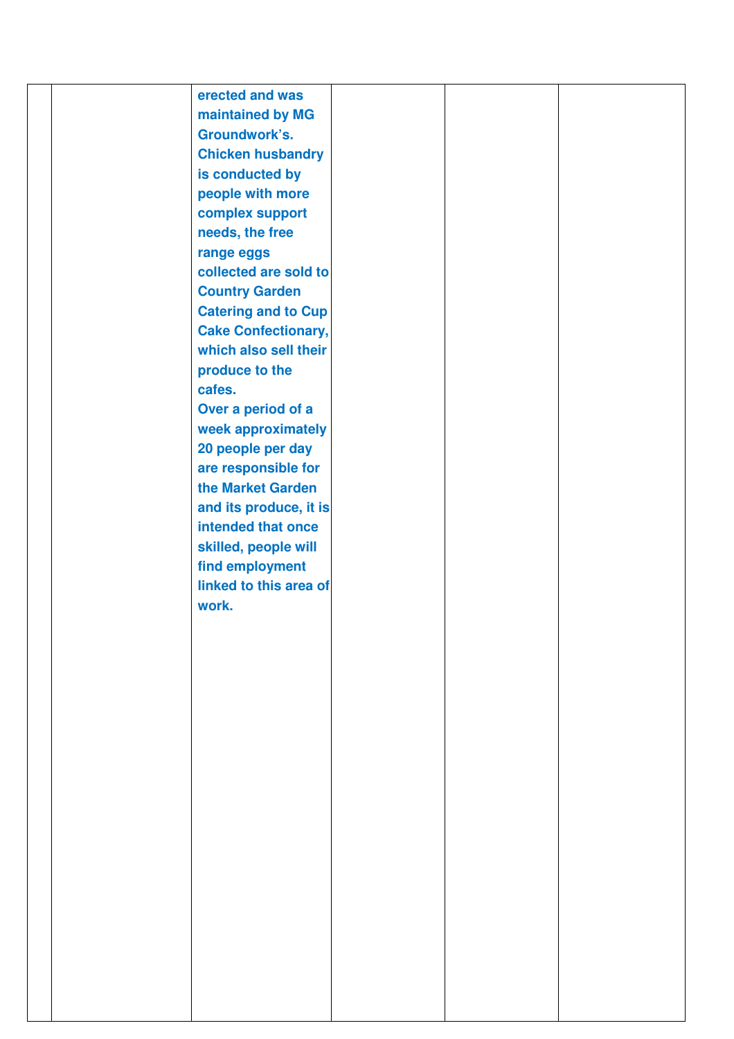|  |  |  |  |  |  |
|---|---|---|---|---|---|
|  |  | **erected and was maintained by MG Groundwork's. Chicken husbandry is conducted by people with more complex support needs, the free range eggs collected are sold to Country Garden Catering and to Cup Cake Confectionary, which also sell their produce to the cafes.**<br>**Over a period of a week approximately 20 people per day are responsible for the Market Garden and its produce, it is intended that once skilled, people will find employment linked to this area of work.** |  |  |  |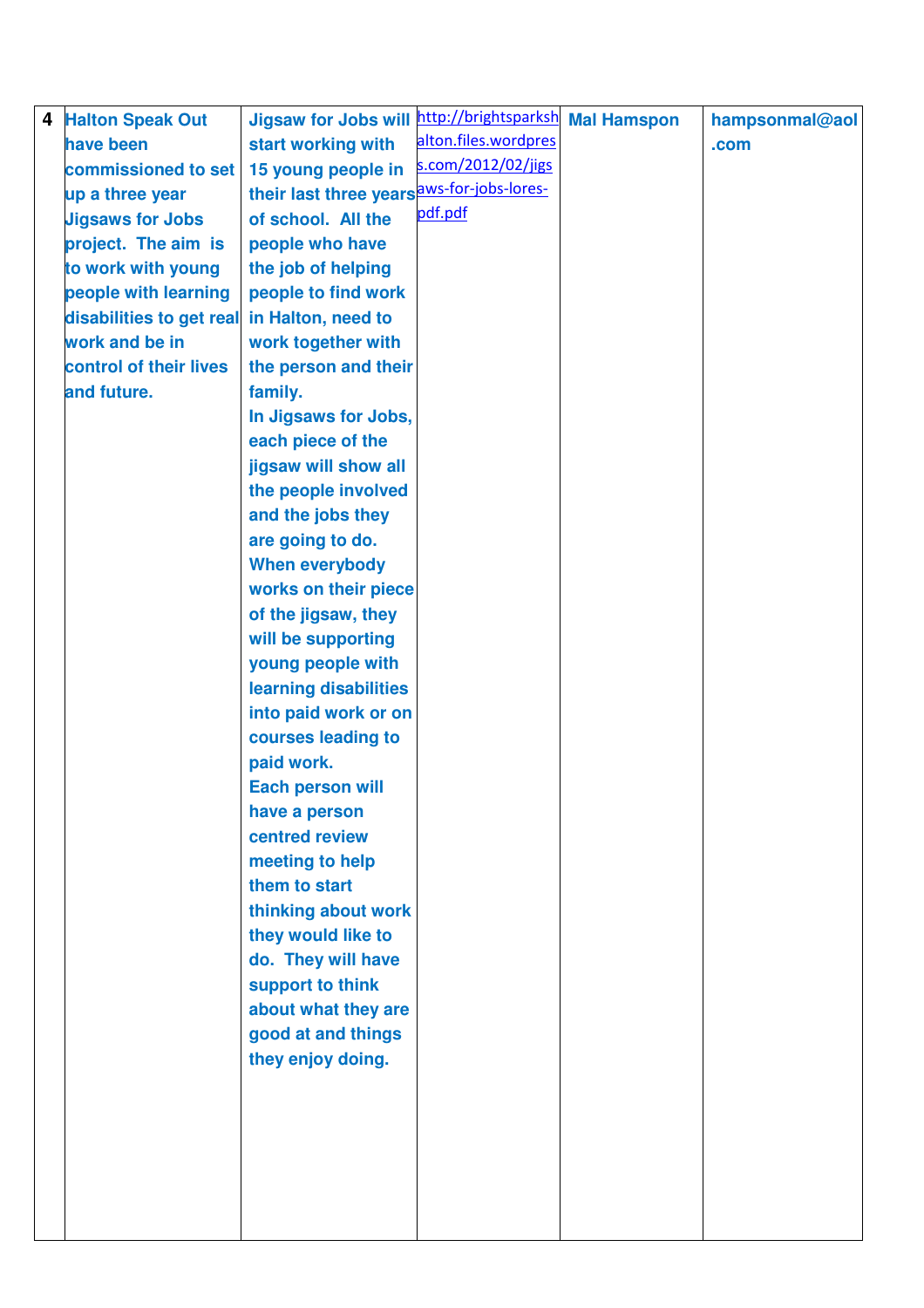| 4 | Halton Speak Out have been commissioned to set up a three year Jigsaws for Jobs project. The aim is to work with young people with learning disabilities to get real work and be in control of their lives and future. | Jigsaw for Jobs will start working with 15 young people in their last three years of school. All the people who have the job of helping people to find work in Halton, need to work together with the person and their family.<br>In Jigsaws for Jobs, each piece of the jigsaw will show all the people involved and the jobs they are going to do. When everybody works on their piece of the jigsaw, they will be supporting young people with learning disabilities into paid work or on courses leading to paid work.<br>Each person will have a person centred review meeting to help them to start thinking about work they would like to do. They will have support to think about what they are good at and things they enjoy doing. | http://brightsparkshalton.files.wordpress.com/2012/02/jigsaws-for-jobs-lores-pdf.pdf | Mal Hamspon | hampsonmal@aol.com |
|---|---|---|---|---|---|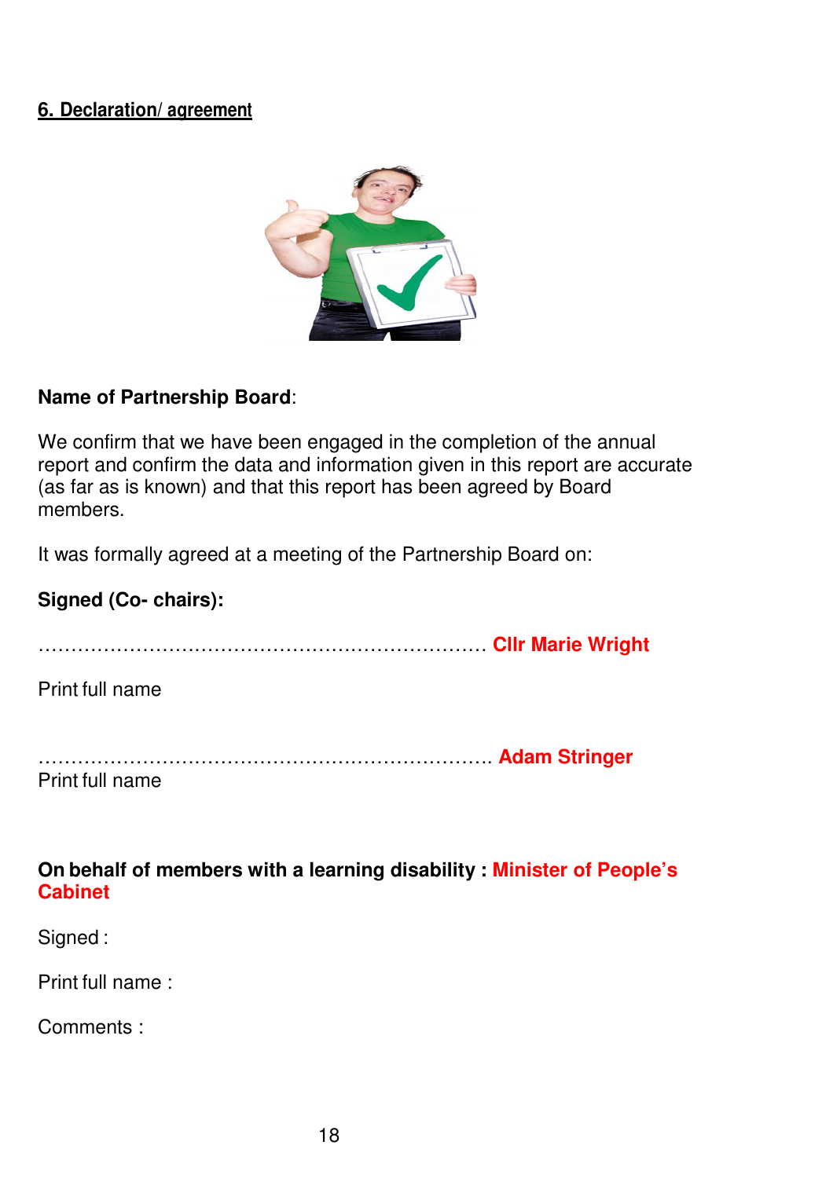## 6. Declaration/ agreement

**Name of Partnership Board**:

We confirm that we have been engaged in the completion of the annual report and confirm the data and information given in this report are accurate (as far as is known) and that this report has been agreed by Board members.

It was formally agreed at a meeting of the Partnership Board on:

**Signed (Co- chairs):**

……………………………………………………………… **Cllr Marie Wright**

Print full name

……………………………………………………………… **Adam Stringer**

Print full name

**On behalf of members with a learning disability : Minister of People's Cabinet**

Signed :

Print full name :

Comments :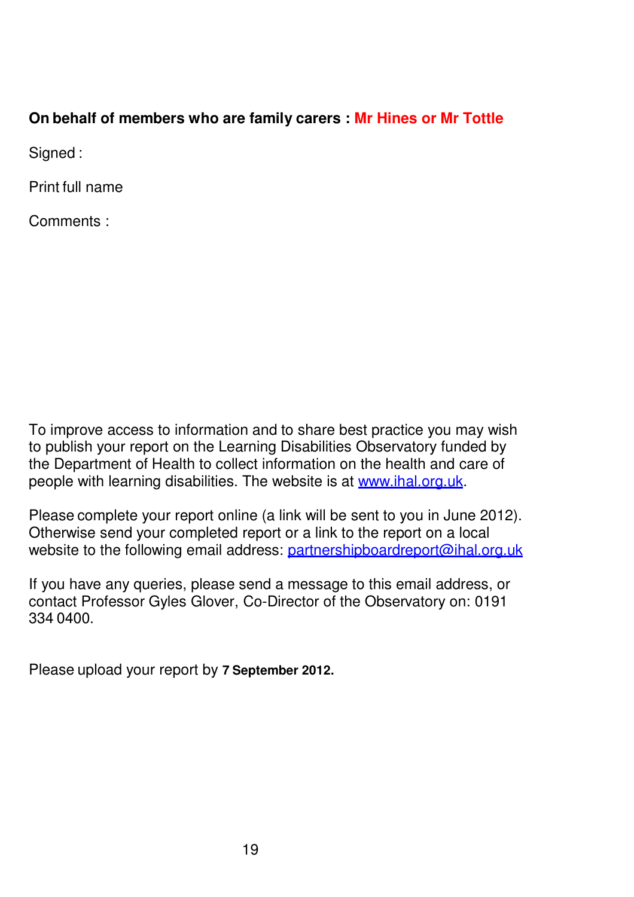**On behalf of members who are family carers : Mr Hines or Mr Tottle**

Signed :

Print full name

Comments :

To improve access to information and to share best practice you may wish to publish your report on the Learning Disabilities Observatory funded by the Department of Health to collect information on the health and care of people with learning disabilities. The website is at www.ihal.org.uk.

Please complete your report online (a link will be sent to you in June 2012). Otherwise send your completed report or a link to the report on a local website to the following email address: partnershipboardreport@ihal.org.uk

If you have any queries, please send a message to this email address, or contact Professor Gyles Glover, Co-Director of the Observatory on: 0191 334 0400.

Please upload your report by **7 September 2012.**